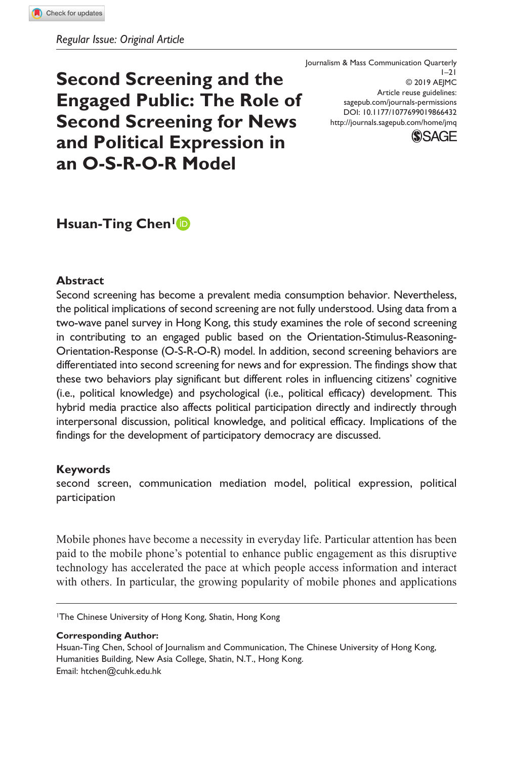*Regular Issue: Original Article*

Journalism & Mass Communication Quarterly
1–21
© 2019 AEJMC
Article reuse guidelines:
sagepub.com/journals-permissions
DOI: 10.1177/1077699019866432
http://journals.sagepub.com/home/jmq

# Second Screening and the Engaged Public: The Role of Second Screening for News and Political Expression in an O-S-R-O-R Model

**Hsuan-Ting Chen**[1]

## Abstract

Second screening has become a prevalent media consumption behavior. Nevertheless, the political implications of second screening are not fully understood. Using data from a two-wave panel survey in Hong Kong, this study examines the role of second screening in contributing to an engaged public based on the Orientation-Stimulus-Reasoning-Orientation-Response (O-S-R-O-R) model. In addition, second screening behaviors are differentiated into second screening for news and for expression. The findings show that these two behaviors play significant but different roles in influencing citizens' cognitive (i.e., political knowledge) and psychological (i.e., political efficacy) development. This hybrid media practice also affects political participation directly and indirectly through interpersonal discussion, political knowledge, and political efficacy. Implications of the findings for the development of participatory democracy are discussed.

## Keywords

second screen, communication mediation model, political expression, political participation

Mobile phones have become a necessity in everyday life. Particular attention has been paid to the mobile phone's potential to enhance public engagement as this disruptive technology has accelerated the pace at which people access information and interact with others. In particular, the growing popularity of mobile phones and applications

---

[1]The Chinese University of Hong Kong, Shatin, Hong Kong

**Corresponding Author:**
Hsuan-Ting Chen, School of Journalism and Communication, The Chinese University of Hong Kong, Humanities Building, New Asia College, Shatin, N.T., Hong Kong.
Email: htchen@cuhk.edu.hk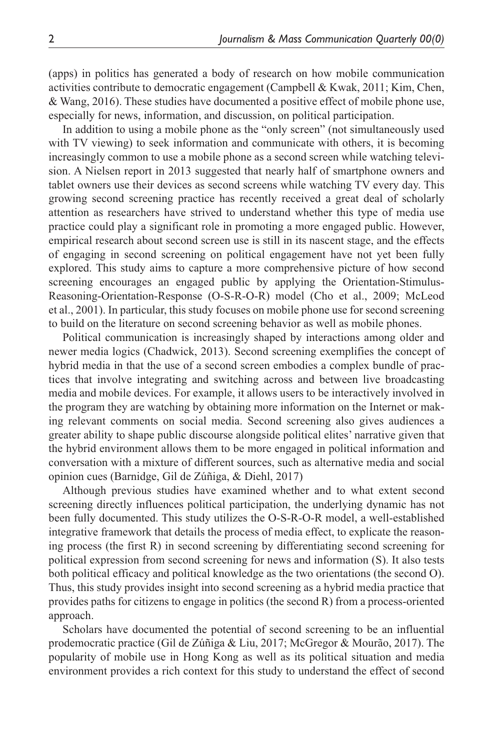(apps) in politics has generated a body of research on how mobile communication activities contribute to democratic engagement (Campbell & Kwak, 2011; Kim, Chen, & Wang, 2016). These studies have documented a positive effect of mobile phone use, especially for news, information, and discussion, on political participation.

In addition to using a mobile phone as the "only screen" (not simultaneously used with TV viewing) to seek information and communicate with others, it is becoming increasingly common to use a mobile phone as a second screen while watching television. A Nielsen report in 2013 suggested that nearly half of smartphone owners and tablet owners use their devices as second screens while watching TV every day. This growing second screening practice has recently received a great deal of scholarly attention as researchers have strived to understand whether this type of media use practice could play a significant role in promoting a more engaged public. However, empirical research about second screen use is still in its nascent stage, and the effects of engaging in second screening on political engagement have not yet been fully explored. This study aims to capture a more comprehensive picture of how second screening encourages an engaged public by applying the Orientation-Stimulus-Reasoning-Orientation-Response (O-S-R-O-R) model (Cho et al., 2009; McLeod et al., 2001). In particular, this study focuses on mobile phone use for second screening to build on the literature on second screening behavior as well as mobile phones.

Political communication is increasingly shaped by interactions among older and newer media logics (Chadwick, 2013). Second screening exemplifies the concept of hybrid media in that the use of a second screen embodies a complex bundle of practices that involve integrating and switching across and between live broadcasting media and mobile devices. For example, it allows users to be interactively involved in the program they are watching by obtaining more information on the Internet or making relevant comments on social media. Second screening also gives audiences a greater ability to shape public discourse alongside political elites' narrative given that the hybrid environment allows them to be more engaged in political information and conversation with a mixture of different sources, such as alternative media and social opinion cues (Barnidge, Gil de Zúñiga, & Diehl, 2017)

Although previous studies have examined whether and to what extent second screening directly influences political participation, the underlying dynamic has not been fully documented. This study utilizes the O-S-R-O-R model, a well-established integrative framework that details the process of media effect, to explicate the reasoning process (the first R) in second screening by differentiating second screening for political expression from second screening for news and information (S). It also tests both political efficacy and political knowledge as the two orientations (the second O). Thus, this study provides insight into second screening as a hybrid media practice that provides paths for citizens to engage in politics (the second R) from a process-oriented approach.

Scholars have documented the potential of second screening to be an influential prodemocratic practice (Gil de Zúñiga & Liu, 2017; McGregor & Mourão, 2017). The popularity of mobile use in Hong Kong as well as its political situation and media environment provides a rich context for this study to understand the effect of second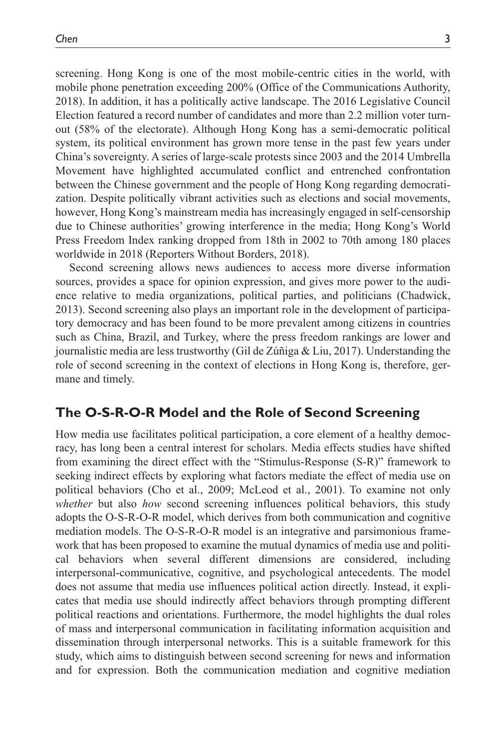screening. Hong Kong is one of the most mobile-centric cities in the world, with mobile phone penetration exceeding 200% (Office of the Communications Authority, 2018). In addition, it has a politically active landscape. The 2016 Legislative Council Election featured a record number of candidates and more than 2.2 million voter turnout (58% of the electorate). Although Hong Kong has a semi-democratic political system, its political environment has grown more tense in the past few years under China's sovereignty. A series of large-scale protests since 2003 and the 2014 Umbrella Movement have highlighted accumulated conflict and entrenched confrontation between the Chinese government and the people of Hong Kong regarding democratization. Despite politically vibrant activities such as elections and social movements, however, Hong Kong's mainstream media has increasingly engaged in self-censorship due to Chinese authorities' growing interference in the media; Hong Kong's World Press Freedom Index ranking dropped from 18th in 2002 to 70th among 180 places worldwide in 2018 (Reporters Without Borders, 2018).

Second screening allows news audiences to access more diverse information sources, provides a space for opinion expression, and gives more power to the audience relative to media organizations, political parties, and politicians (Chadwick, 2013). Second screening also plays an important role in the development of participatory democracy and has been found to be more prevalent among citizens in countries such as China, Brazil, and Turkey, where the press freedom rankings are lower and journalistic media are less trustworthy (Gil de Zúñiga & Liu, 2017). Understanding the role of second screening in the context of elections in Hong Kong is, therefore, germane and timely.

## The O-S-R-O-R Model and the Role of Second Screening

How media use facilitates political participation, a core element of a healthy democracy, has long been a central interest for scholars. Media effects studies have shifted from examining the direct effect with the "Stimulus-Response (S-R)" framework to seeking indirect effects by exploring what factors mediate the effect of media use on political behaviors (Cho et al., 2009; McLeod et al., 2001). To examine not only *whether* but also *how* second screening influences political behaviors, this study adopts the O-S-R-O-R model, which derives from both communication and cognitive mediation models. The O-S-R-O-R model is an integrative and parsimonious framework that has been proposed to examine the mutual dynamics of media use and political behaviors when several different dimensions are considered, including interpersonal-communicative, cognitive, and psychological antecedents. The model does not assume that media use influences political action directly. Instead, it explicates that media use should indirectly affect behaviors through prompting different political reactions and orientations. Furthermore, the model highlights the dual roles of mass and interpersonal communication in facilitating information acquisition and dissemination through interpersonal networks. This is a suitable framework for this study, which aims to distinguish between second screening for news and information and for expression. Both the communication mediation and cognitive mediation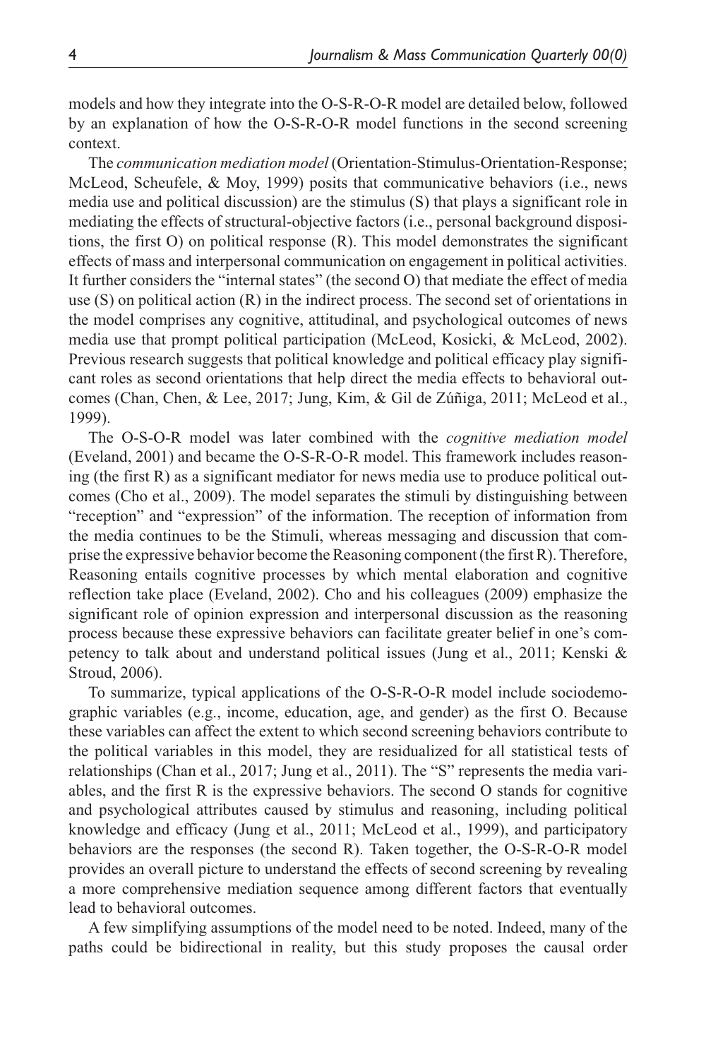models and how they integrate into the O-S-R-O-R model are detailed below, followed by an explanation of how the O-S-R-O-R model functions in the second screening context.

The *communication mediation model* (Orientation-Stimulus-Orientation-Response; McLeod, Scheufele, & Moy, 1999) posits that communicative behaviors (i.e., news media use and political discussion) are the stimulus (S) that plays a significant role in mediating the effects of structural-objective factors (i.e., personal background dispositions, the first O) on political response (R). This model demonstrates the significant effects of mass and interpersonal communication on engagement in political activities. It further considers the "internal states" (the second O) that mediate the effect of media use (S) on political action (R) in the indirect process. The second set of orientations in the model comprises any cognitive, attitudinal, and psychological outcomes of news media use that prompt political participation (McLeod, Kosicki, & McLeod, 2002). Previous research suggests that political knowledge and political efficacy play significant roles as second orientations that help direct the media effects to behavioral outcomes (Chan, Chen, & Lee, 2017; Jung, Kim, & Gil de Zúñiga, 2011; McLeod et al., 1999).

The O-S-O-R model was later combined with the *cognitive mediation model* (Eveland, 2001) and became the O-S-R-O-R model. This framework includes reasoning (the first R) as a significant mediator for news media use to produce political outcomes (Cho et al., 2009). The model separates the stimuli by distinguishing between "reception" and "expression" of the information. The reception of information from the media continues to be the Stimuli, whereas messaging and discussion that comprise the expressive behavior become the Reasoning component (the first R). Therefore, Reasoning entails cognitive processes by which mental elaboration and cognitive reflection take place (Eveland, 2002). Cho and his colleagues (2009) emphasize the significant role of opinion expression and interpersonal discussion as the reasoning process because these expressive behaviors can facilitate greater belief in one's competency to talk about and understand political issues (Jung et al., 2011; Kenski & Stroud, 2006).

To summarize, typical applications of the O-S-R-O-R model include sociodemographic variables (e.g., income, education, age, and gender) as the first O. Because these variables can affect the extent to which second screening behaviors contribute to the political variables in this model, they are residualized for all statistical tests of relationships (Chan et al., 2017; Jung et al., 2011). The "S" represents the media variables, and the first R is the expressive behaviors. The second O stands for cognitive and psychological attributes caused by stimulus and reasoning, including political knowledge and efficacy (Jung et al., 2011; McLeod et al., 1999), and participatory behaviors are the responses (the second R). Taken together, the O-S-R-O-R model provides an overall picture to understand the effects of second screening by revealing a more comprehensive mediation sequence among different factors that eventually lead to behavioral outcomes.

A few simplifying assumptions of the model need to be noted. Indeed, many of the paths could be bidirectional in reality, but this study proposes the causal order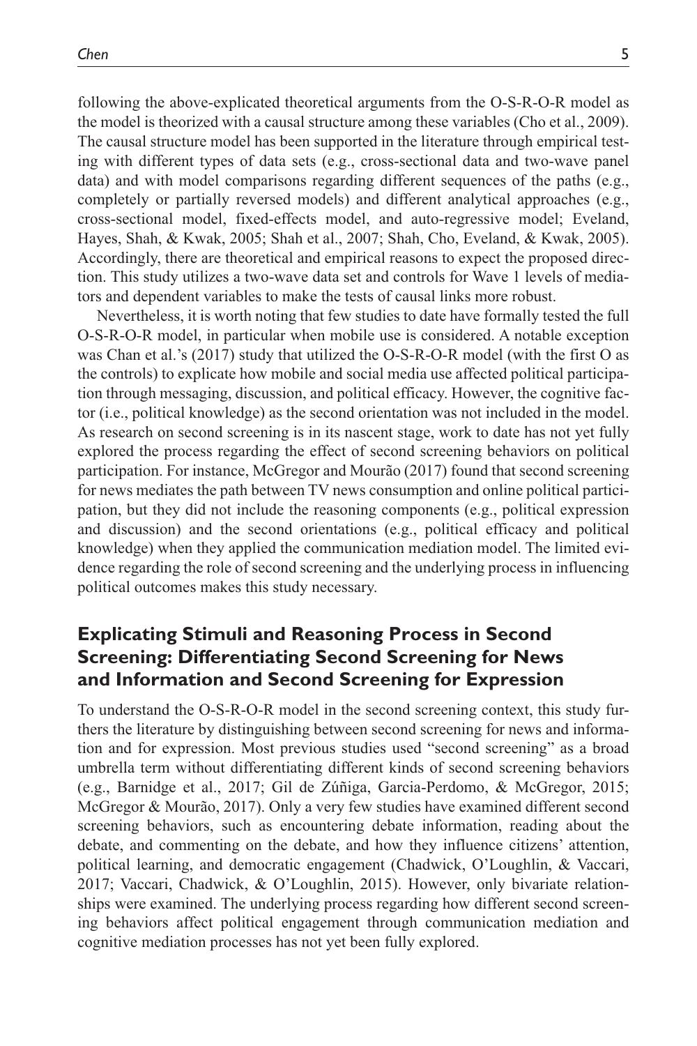following the above-explicated theoretical arguments from the O-S-R-O-R model as the model is theorized with a causal structure among these variables (Cho et al., 2009). The causal structure model has been supported in the literature through empirical testing with different types of data sets (e.g., cross-sectional data and two-wave panel data) and with model comparisons regarding different sequences of the paths (e.g., completely or partially reversed models) and different analytical approaches (e.g., cross-sectional model, fixed-effects model, and auto-regressive model; Eveland, Hayes, Shah, & Kwak, 2005; Shah et al., 2007; Shah, Cho, Eveland, & Kwak, 2005). Accordingly, there are theoretical and empirical reasons to expect the proposed direction. This study utilizes a two-wave data set and controls for Wave 1 levels of mediators and dependent variables to make the tests of causal links more robust.

Nevertheless, it is worth noting that few studies to date have formally tested the full O-S-R-O-R model, in particular when mobile use is considered. A notable exception was Chan et al.'s (2017) study that utilized the O-S-R-O-R model (with the first O as the controls) to explicate how mobile and social media use affected political participation through messaging, discussion, and political efficacy. However, the cognitive factor (i.e., political knowledge) as the second orientation was not included in the model. As research on second screening is in its nascent stage, work to date has not yet fully explored the process regarding the effect of second screening behaviors on political participation. For instance, McGregor and Mourão (2017) found that second screening for news mediates the path between TV news consumption and online political participation, but they did not include the reasoning components (e.g., political expression and discussion) and the second orientations (e.g., political efficacy and political knowledge) when they applied the communication mediation model. The limited evidence regarding the role of second screening and the underlying process in influencing political outcomes makes this study necessary.

## Explicating Stimuli and Reasoning Process in Second Screening: Differentiating Second Screening for News and Information and Second Screening for Expression

To understand the O-S-R-O-R model in the second screening context, this study furthers the literature by distinguishing between second screening for news and information and for expression. Most previous studies used "second screening" as a broad umbrella term without differentiating different kinds of second screening behaviors (e.g., Barnidge et al., 2017; Gil de Zúñiga, Garcia-Perdomo, & McGregor, 2015; McGregor & Mourão, 2017). Only a very few studies have examined different second screening behaviors, such as encountering debate information, reading about the debate, and commenting on the debate, and how they influence citizens' attention, political learning, and democratic engagement (Chadwick, O'Loughlin, & Vaccari, 2017; Vaccari, Chadwick, & O'Loughlin, 2015). However, only bivariate relationships were examined. The underlying process regarding how different second screening behaviors affect political engagement through communication mediation and cognitive mediation processes has not yet been fully explored.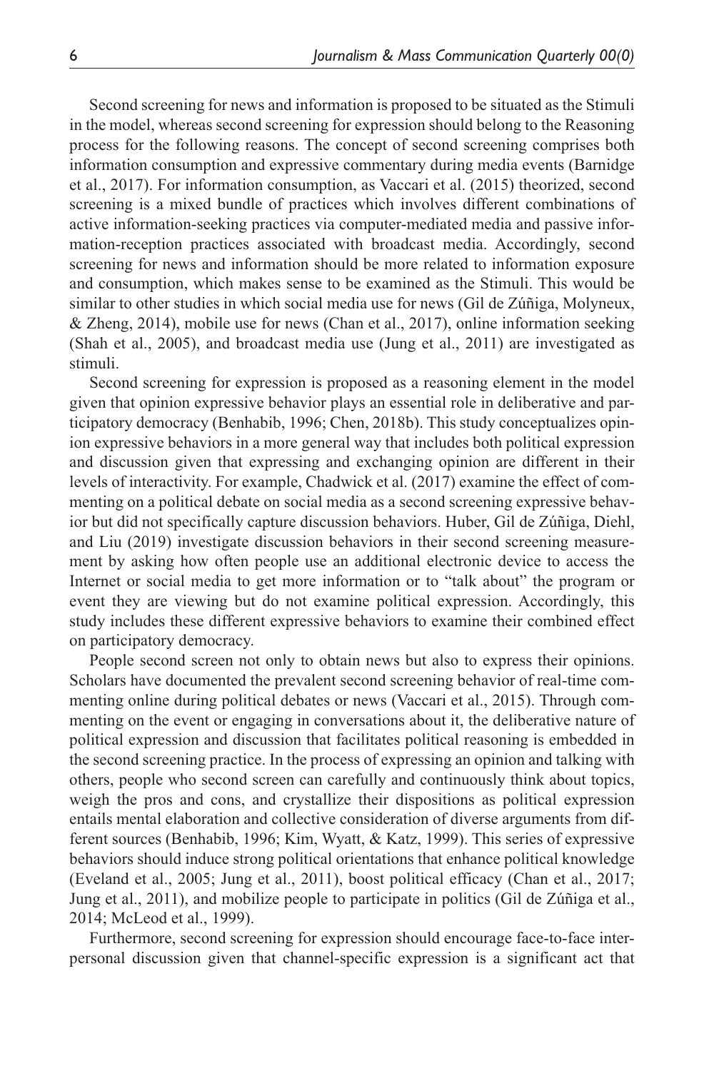Second screening for news and information is proposed to be situated as the Stimuli in the model, whereas second screening for expression should belong to the Reasoning process for the following reasons. The concept of second screening comprises both information consumption and expressive commentary during media events (Barnidge et al., 2017). For information consumption, as Vaccari et al. (2015) theorized, second screening is a mixed bundle of practices which involves different combinations of active information-seeking practices via computer-mediated media and passive information-reception practices associated with broadcast media. Accordingly, second screening for news and information should be more related to information exposure and consumption, which makes sense to be examined as the Stimuli. This would be similar to other studies in which social media use for news (Gil de Zúñiga, Molyneux, & Zheng, 2014), mobile use for news (Chan et al., 2017), online information seeking (Shah et al., 2005), and broadcast media use (Jung et al., 2011) are investigated as stimuli.

Second screening for expression is proposed as a reasoning element in the model given that opinion expressive behavior plays an essential role in deliberative and participatory democracy (Benhabib, 1996; Chen, 2018b). This study conceptualizes opinion expressive behaviors in a more general way that includes both political expression and discussion given that expressing and exchanging opinion are different in their levels of interactivity. For example, Chadwick et al. (2017) examine the effect of commenting on a political debate on social media as a second screening expressive behavior but did not specifically capture discussion behaviors. Huber, Gil de Zúñiga, Diehl, and Liu (2019) investigate discussion behaviors in their second screening measurement by asking how often people use an additional electronic device to access the Internet or social media to get more information or to "talk about" the program or event they are viewing but do not examine political expression. Accordingly, this study includes these different expressive behaviors to examine their combined effect on participatory democracy.

People second screen not only to obtain news but also to express their opinions. Scholars have documented the prevalent second screening behavior of real-time commenting online during political debates or news (Vaccari et al., 2015). Through commenting on the event or engaging in conversations about it, the deliberative nature of political expression and discussion that facilitates political reasoning is embedded in the second screening practice. In the process of expressing an opinion and talking with others, people who second screen can carefully and continuously think about topics, weigh the pros and cons, and crystallize their dispositions as political expression entails mental elaboration and collective consideration of diverse arguments from different sources (Benhabib, 1996; Kim, Wyatt, & Katz, 1999). This series of expressive behaviors should induce strong political orientations that enhance political knowledge (Eveland et al., 2005; Jung et al., 2011), boost political efficacy (Chan et al., 2017; Jung et al., 2011), and mobilize people to participate in politics (Gil de Zúñiga et al., 2014; McLeod et al., 1999).

Furthermore, second screening for expression should encourage face-to-face interpersonal discussion given that channel-specific expression is a significant act that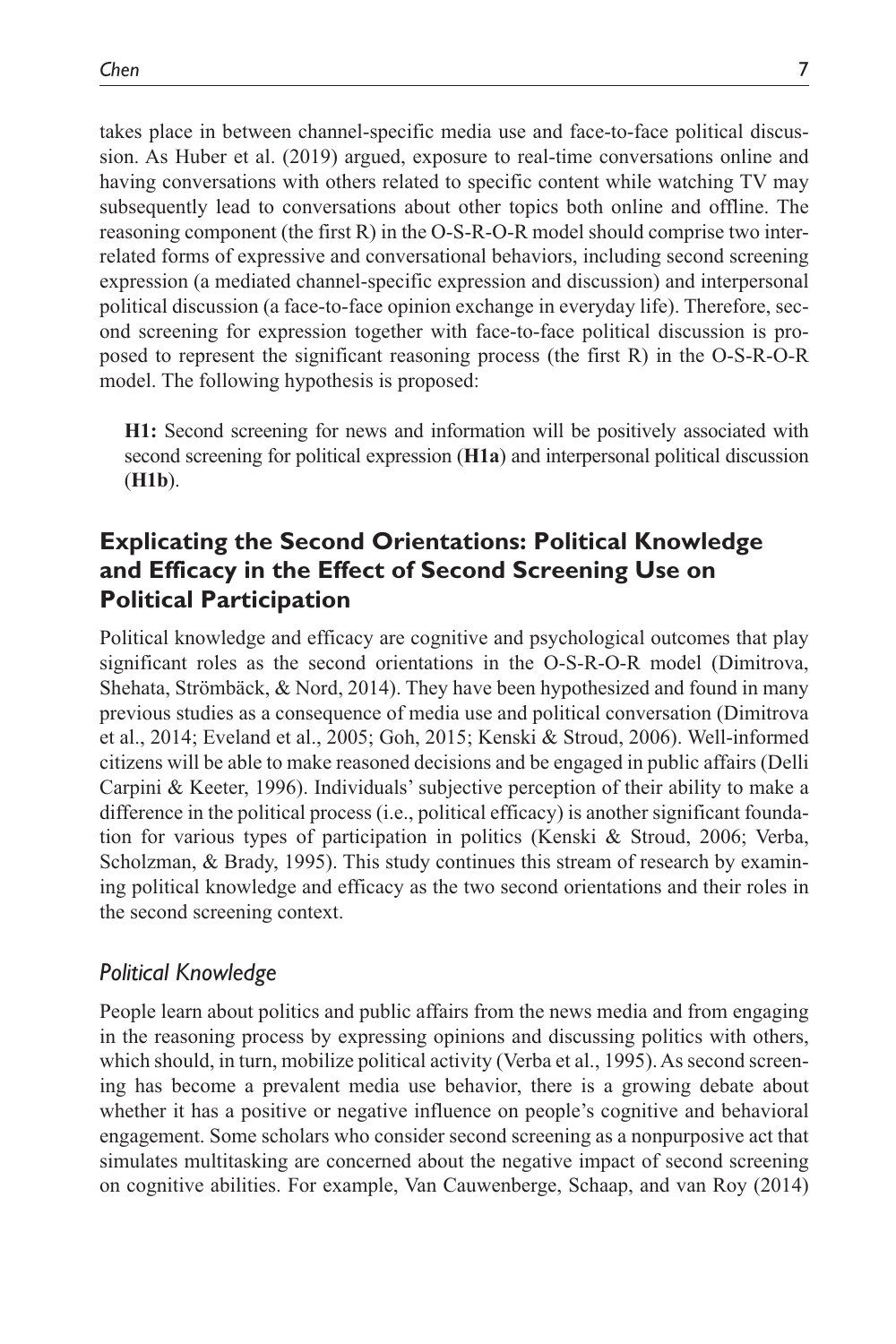takes place in between channel-specific media use and face-to-face political discussion. As Huber et al. (2019) argued, exposure to real-time conversations online and having conversations with others related to specific content while watching TV may subsequently lead to conversations about other topics both online and offline. The reasoning component (the first R) in the O-S-R-O-R model should comprise two interrelated forms of expressive and conversational behaviors, including second screening expression (a mediated channel-specific expression and discussion) and interpersonal political discussion (a face-to-face opinion exchange in everyday life). Therefore, second screening for expression together with face-to-face political discussion is proposed to represent the significant reasoning process (the first R) in the O-S-R-O-R model. The following hypothesis is proposed:

> **H1:** Second screening for news and information will be positively associated with second screening for political expression (**H1a**) and interpersonal political discussion (**H1b**).

## Explicating the Second Orientations: Political Knowledge and Efficacy in the Effect of Second Screening Use on Political Participation

Political knowledge and efficacy are cognitive and psychological outcomes that play significant roles as the second orientations in the O-S-R-O-R model (Dimitrova, Shehata, Strömbäck, & Nord, 2014). They have been hypothesized and found in many previous studies as a consequence of media use and political conversation (Dimitrova et al., 2014; Eveland et al., 2005; Goh, 2015; Kenski & Stroud, 2006). Well-informed citizens will be able to make reasoned decisions and be engaged in public affairs (Delli Carpini & Keeter, 1996). Individuals' subjective perception of their ability to make a difference in the political process (i.e., political efficacy) is another significant foundation for various types of participation in politics (Kenski & Stroud, 2006; Verba, Scholzman, & Brady, 1995). This study continues this stream of research by examining political knowledge and efficacy as the two second orientations and their roles in the second screening context.

### *Political Knowledge*

People learn about politics and public affairs from the news media and from engaging in the reasoning process by expressing opinions and discussing politics with others, which should, in turn, mobilize political activity (Verba et al., 1995). As second screening has become a prevalent media use behavior, there is a growing debate about whether it has a positive or negative influence on people's cognitive and behavioral engagement. Some scholars who consider second screening as a nonpurposive act that simulates multitasking are concerned about the negative impact of second screening on cognitive abilities. For example, Van Cauwenberge, Schaap, and van Roy (2014)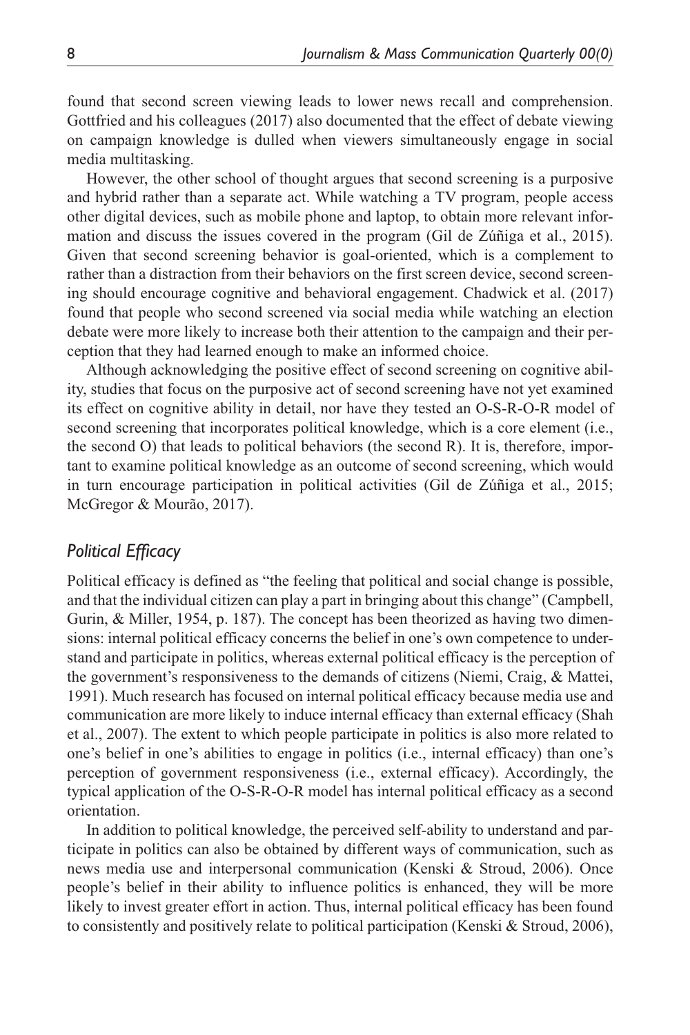found that second screen viewing leads to lower news recall and comprehension. Gottfried and his colleagues (2017) also documented that the effect of debate viewing on campaign knowledge is dulled when viewers simultaneously engage in social media multitasking.

However, the other school of thought argues that second screening is a purposive and hybrid rather than a separate act. While watching a TV program, people access other digital devices, such as mobile phone and laptop, to obtain more relevant information and discuss the issues covered in the program (Gil de Zúñiga et al., 2015). Given that second screening behavior is goal-oriented, which is a complement to rather than a distraction from their behaviors on the first screen device, second screening should encourage cognitive and behavioral engagement. Chadwick et al. (2017) found that people who second screened via social media while watching an election debate were more likely to increase both their attention to the campaign and their perception that they had learned enough to make an informed choice.

Although acknowledging the positive effect of second screening on cognitive ability, studies that focus on the purposive act of second screening have not yet examined its effect on cognitive ability in detail, nor have they tested an O-S-R-O-R model of second screening that incorporates political knowledge, which is a core element (i.e., the second O) that leads to political behaviors (the second R). It is, therefore, important to examine political knowledge as an outcome of second screening, which would in turn encourage participation in political activities (Gil de Zúñiga et al., 2015; McGregor & Mourão, 2017).

## *Political Efficacy*

Political efficacy is defined as "the feeling that political and social change is possible, and that the individual citizen can play a part in bringing about this change" (Campbell, Gurin, & Miller, 1954, p. 187). The concept has been theorized as having two dimensions: internal political efficacy concerns the belief in one's own competence to understand and participate in politics, whereas external political efficacy is the perception of the government's responsiveness to the demands of citizens (Niemi, Craig, & Mattei, 1991). Much research has focused on internal political efficacy because media use and communication are more likely to induce internal efficacy than external efficacy (Shah et al., 2007). The extent to which people participate in politics is also more related to one's belief in one's abilities to engage in politics (i.e., internal efficacy) than one's perception of government responsiveness (i.e., external efficacy). Accordingly, the typical application of the O-S-R-O-R model has internal political efficacy as a second orientation.

In addition to political knowledge, the perceived self-ability to understand and participate in politics can also be obtained by different ways of communication, such as news media use and interpersonal communication (Kenski & Stroud, 2006). Once people's belief in their ability to influence politics is enhanced, they will be more likely to invest greater effort in action. Thus, internal political efficacy has been found to consistently and positively relate to political participation (Kenski & Stroud, 2006),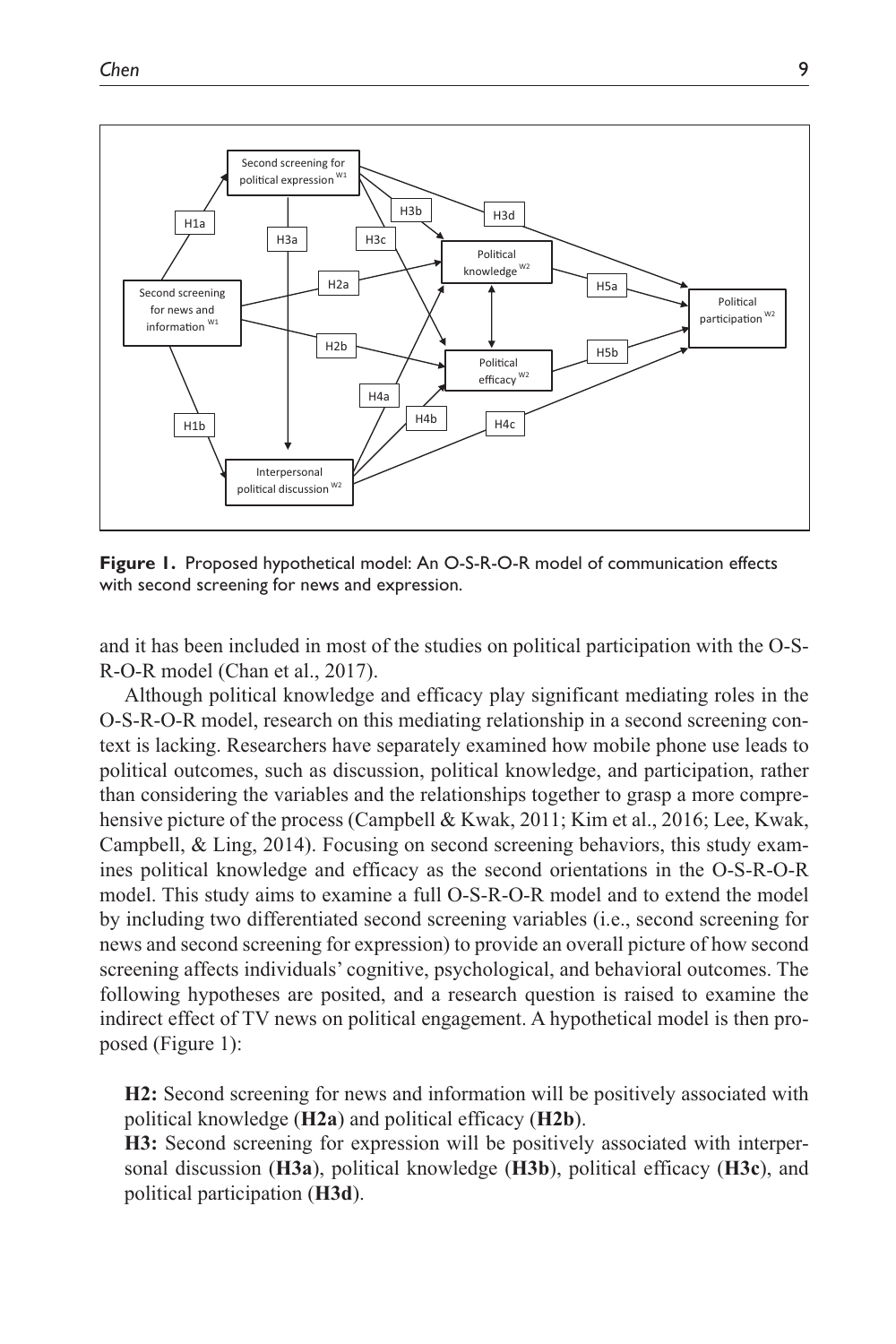**Figure 1.** Proposed hypothetical model: An O-S-R-O-R model of communication effects with second screening for news and expression.

and it has been included in most of the studies on political participation with the O-S-R-O-R model (Chan et al., 2017).

Although political knowledge and efficacy play significant mediating roles in the O-S-R-O-R model, research on this mediating relationship in a second screening context is lacking. Researchers have separately examined how mobile phone use leads to political outcomes, such as discussion, political knowledge, and participation, rather than considering the variables and the relationships together to grasp a more comprehensive picture of the process (Campbell & Kwak, 2011; Kim et al., 2016; Lee, Kwak, Campbell, & Ling, 2014). Focusing on second screening behaviors, this study examines political knowledge and efficacy as the second orientations in the O-S-R-O-R model. This study aims to examine a full O-S-R-O-R model and to extend the model by including two differentiated second screening variables (i.e., second screening for news and second screening for expression) to provide an overall picture of how second screening affects individuals' cognitive, psychological, and behavioral outcomes. The following hypotheses are posited, and a research question is raised to examine the indirect effect of TV news on political engagement. A hypothetical model is then proposed (Figure 1):

**H2:** Second screening for news and information will be positively associated with political knowledge (**H2a**) and political efficacy (**H2b**).

**H3:** Second screening for expression will be positively associated with interpersonal discussion (**H3a**), political knowledge (**H3b**), political efficacy (**H3c**), and political participation (**H3d**).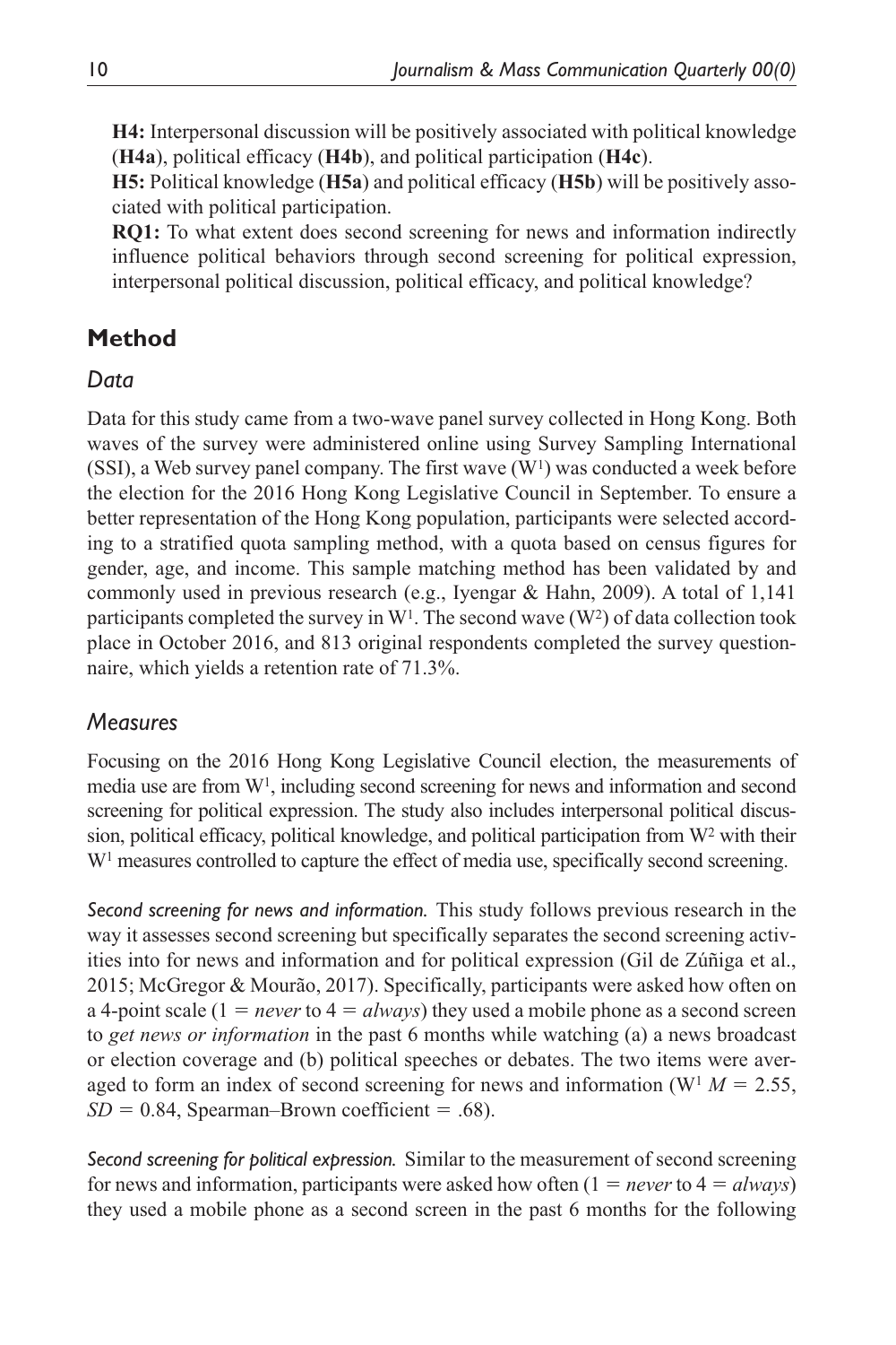**H4:** Interpersonal discussion will be positively associated with political knowledge (**H4a**), political efficacy (**H4b**), and political participation (**H4c**).

**H5:** Political knowledge (**H5a**) and political efficacy (**H5b**) will be positively associated with political participation.

**RQ1:** To what extent does second screening for news and information indirectly influence political behaviors through second screening for political expression, interpersonal political discussion, political efficacy, and political knowledge?

## Method

### *Data*

Data for this study came from a two-wave panel survey collected in Hong Kong. Both waves of the survey were administered online using Survey Sampling International (SSI), a Web survey panel company. The first wave ($W^1$) was conducted a week before the election for the 2016 Hong Kong Legislative Council in September. To ensure a better representation of the Hong Kong population, participants were selected according to a stratified quota sampling method, with a quota based on census figures for gender, age, and income. This sample matching method has been validated by and commonly used in previous research (e.g., Iyengar & Hahn, 2009). A total of 1,141 participants completed the survey in $W^1$. The second wave ($W^2$) of data collection took place in October 2016, and 813 original respondents completed the survey questionnaire, which yields a retention rate of 71.3%.

### *Measures*

Focusing on the 2016 Hong Kong Legislative Council election, the measurements of media use are from $W^1$, including second screening for news and information and second screening for political expression. The study also includes interpersonal political discussion, political efficacy, political knowledge, and political participation from $W^2$ with their $W^1$ measures controlled to capture the effect of media use, specifically second screening.

*Second screening for news and information.* This study follows previous research in the way it assesses second screening but specifically separates the second screening activities into for news and information and for political expression (Gil de Zúñiga et al., 2015; McGregor & Mourão, 2017). Specifically, participants were asked how often on a 4-point scale (1 = *never* to 4 = *always*) they used a mobile phone as a second screen to *get news or information* in the past 6 months while watching (a) a news broadcast or election coverage and (b) political speeches or debates. The two items were averaged to form an index of second screening for news and information ($W^1$ $M = 2.55$, $SD = 0.84$, Spearman–Brown coefficient = .68).

*Second screening for political expression.* Similar to the measurement of second screening for news and information, participants were asked how often (1 = *never* to 4 = *always*) they used a mobile phone as a second screen in the past 6 months for the following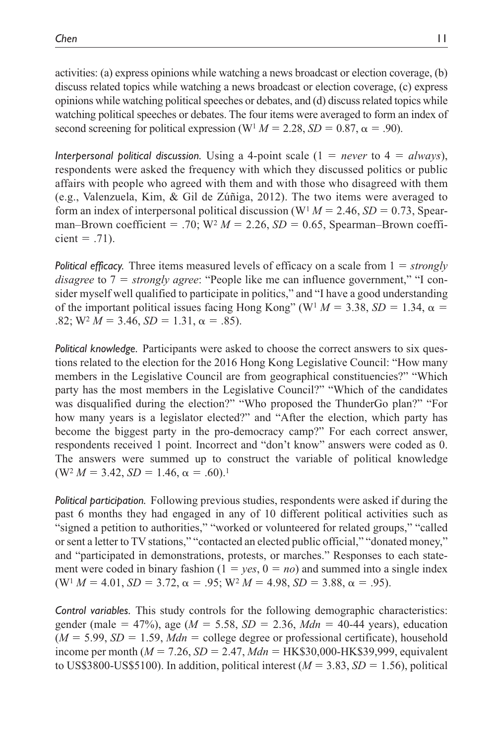activities: (a) express opinions while watching a news broadcast or election coverage, (b) discuss related topics while watching a news broadcast or election coverage, (c) express opinions while watching political speeches or debates, and (d) discuss related topics while watching political speeches or debates. The four items were averaged to form an index of second screening for political expression ($W^1$ $M = 2.28$, $SD = 0.87$, $\alpha = .90$).

*Interpersonal political discussion.* Using a 4-point scale (1 = *never* to 4 = *always*), respondents were asked the frequency with which they discussed politics or public affairs with people who agreed with them and with those who disagreed with them (e.g., Valenzuela, Kim, & Gil de Zúñiga, 2012). The two items were averaged to form an index of interpersonal political discussion ($W^1$ $M = 2.46$, $SD = 0.73$, Spearman–Brown coefficient = .70; $W^2$ $M = 2.26$, $SD = 0.65$, Spearman–Brown coefficient = .71).

*Political efficacy.* Three items measured levels of efficacy on a scale from 1 = *strongly disagree* to 7 = *strongly agree*: "People like me can influence government," "I consider myself well qualified to participate in politics," and "I have a good understanding of the important political issues facing Hong Kong" ($W^1$ $M = 3.38$, $SD = 1.34$, $\alpha = .82$; $W^2$ $M = 3.46$, $SD = 1.31$, $\alpha = .85$).

*Political knowledge.* Participants were asked to choose the correct answers to six questions related to the election for the 2016 Hong Kong Legislative Council: "How many members in the Legislative Council are from geographical constituencies?" "Which party has the most members in the Legislative Council?" "Which of the candidates was disqualified during the election?" "Who proposed the ThunderGo plan?" "For how many years is a legislator elected?" and "After the election, which party has become the biggest party in the pro-democracy camp?" For each correct answer, respondents received 1 point. Incorrect and "don't know" answers were coded as 0. The answers were summed up to construct the variable of political knowledge ($W^2$ $M = 3.42$, $SD = 1.46$, $\alpha = .60$).[1]

*Political participation.* Following previous studies, respondents were asked if during the past 6 months they had engaged in any of 10 different political activities such as "signed a petition to authorities," "worked or volunteered for related groups," "called or sent a letter to TV stations," "contacted an elected public official," "donated money," and "participated in demonstrations, protests, or marches." Responses to each statement were coded in binary fashion (1 = *yes*, 0 = *no*) and summed into a single index ($W^1$ $M = 4.01$, $SD = 3.72$, $\alpha = .95$; $W^2$ $M = 4.98$, $SD = 3.88$, $\alpha = .95$).

*Control variables.* This study controls for the following demographic characteristics: gender (male = 47%), age ($M = 5.58$, $SD = 2.36$, $Mdn$ = 40-44 years), education ($M = 5.99$, $SD = 1.59$, $Mdn$ = college degree or professional certificate), household income per month ($M = 7.26$, $SD = 2.47$, $Mdn$ = HK$30,000-HK$39,999, equivalent to US$3800-US$5100). In addition, political interest ($M = 3.83$, $SD = 1.56$), political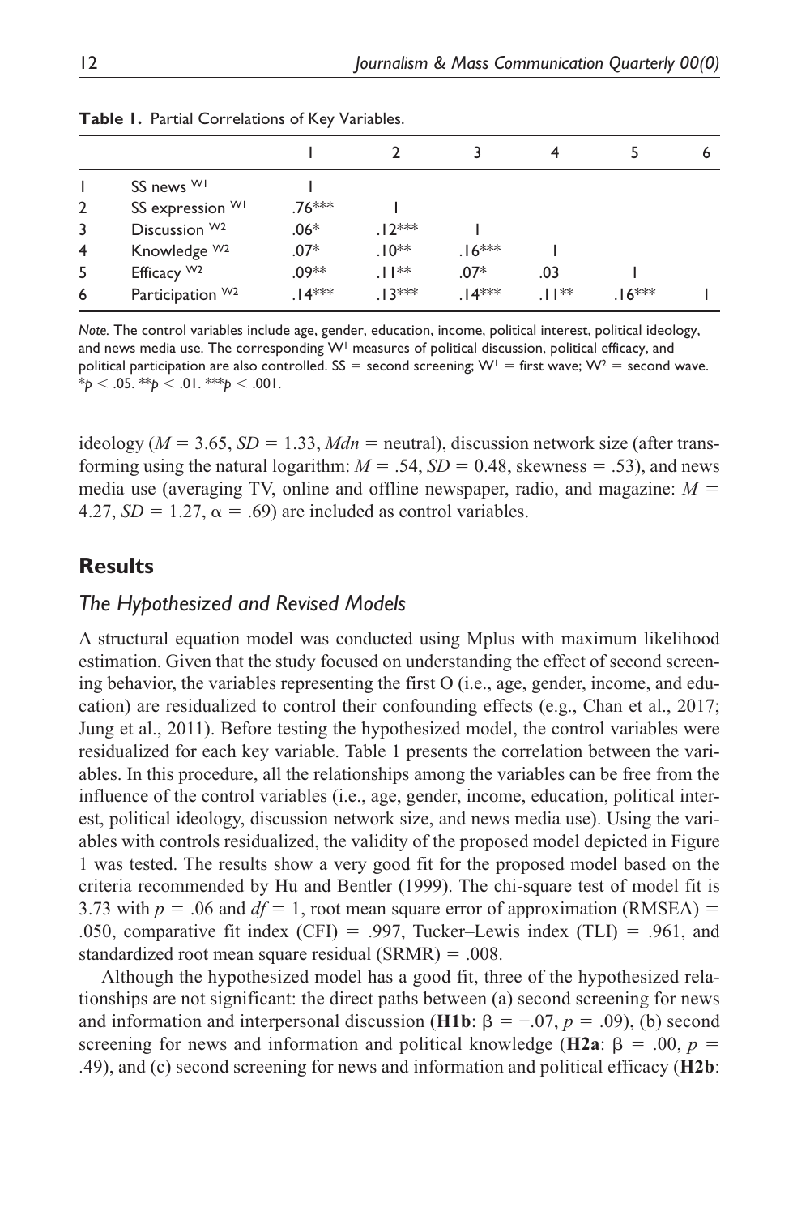**Table 1.** Partial Correlations of Key Variables.

| | | 1 | 2 | 3 | 4 | 5 | 6 |
|---|---|---|---|---|---|---|---|
| 1 | SS news $^{W1}$ | 1 | | | | | |
| 2 | SS expression $^{W1}$ | .76*** | 1 | | | | |
| 3 | Discussion $^{W2}$ | .06* | .12*** | 1 | | | |
| 4 | Knowledge $^{W2}$ | .07* | .10** | .16*** | 1 | | |
| 5 | Efficacy $^{W2}$ | .09** | .11** | .07* | .03 | 1 | |
| 6 | Participation $^{W2}$ | .14*** | .13*** | .14*** | .11** | .16*** | 1 |

*Note.* The control variables include age, gender, education, income, political interest, political ideology, and news media use. The corresponding $W^1$ measures of political discussion, political efficacy, and political participation are also controlled. SS = second screening; $W^1$ = first wave; $W^2$ = second wave. *$p < .05$. **$p < .01$. ***$p < .001$.

ideology ($M = 3.65$, $SD = 1.33$, $Mdn$ = neutral), discussion network size (after transforming using the natural logarithm: $M = .54$, $SD = 0.48$, skewness = .53), and news media use (averaging TV, online and offline newspaper, radio, and magazine: $M = 4.27$, $SD = 1.27$, $\alpha = .69$) are included as control variables.

## Results

### The Hypothesized and Revised Models

A structural equation model was conducted using Mplus with maximum likelihood estimation. Given that the study focused on understanding the effect of second screening behavior, the variables representing the first O (i.e., age, gender, income, and education) are residualized to control their confounding effects (e.g., Chan et al., 2017; Jung et al., 2011). Before testing the hypothesized model, the control variables were residualized for each key variable. Table 1 presents the correlation between the variables. In this procedure, all the relationships among the variables can be free from the influence of the control variables (i.e., age, gender, income, education, political interest, political ideology, discussion network size, and news media use). Using the variables with controls residualized, the validity of the proposed model depicted in Figure 1 was tested. The results show a very good fit for the proposed model based on the criteria recommended by Hu and Bentler (1999). The chi-square test of model fit is 3.73 with $p = .06$ and $df = 1$, root mean square error of approximation (RMSEA) = .050, comparative fit index (CFI) = .997, Tucker–Lewis index (TLI) = .961, and standardized root mean square residual (SRMR) = .008.

Although the hypothesized model has a good fit, three of the hypothesized relationships are not significant: the direct paths between (a) second screening for news and information and interpersonal discussion (**H1b**: $\beta = -.07$, $p = .09$), (b) second screening for news and information and political knowledge (**H2a**: $\beta = .00$, $p = .49$), and (c) second screening for news and information and political efficacy (**H2b**: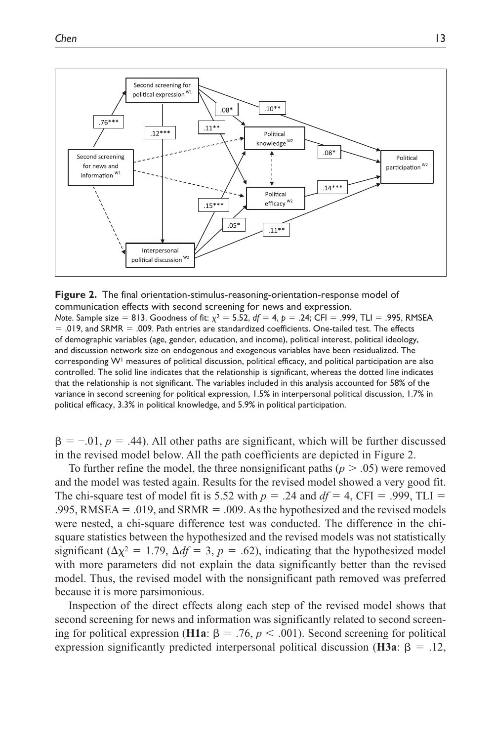**Figure 2.** The final orientation-stimulus-reasoning-orientation-response model of communication effects with second screening for news and expression.

*Note*. Sample size = 813. Goodness of fit: $\chi^2 = 5.52$, $df = 4$, $p = .24$; CFI = .999, TLI = .995, RMSEA = .019, and SRMR = .009. Path entries are standardized coefficients. One-tailed test. The effects of demographic variables (age, gender, education, and income), political interest, political ideology, and discussion network size on endogenous and exogenous variables have been residualized. The corresponding $W^1$ measures of political discussion, political efficacy, and political participation are also controlled. The solid line indicates that the relationship is significant, whereas the dotted line indicates that the relationship is not significant. The variables included in this analysis accounted for 58% of the variance in second screening for political expression, 1.5% in interpersonal political discussion, 1.7% in political efficacy, 3.3% in political knowledge, and 5.9% in political participation.

$\beta = -.01$, $p = .44$). All other paths are significant, which will be further discussed in the revised model below. All the path coefficients are depicted in Figure 2.

To further refine the model, the three nonsignificant paths ($p > .05$) were removed and the model was tested again. Results for the revised model showed a very good fit. The chi-square test of model fit is 5.52 with $p = .24$ and $df = 4$, CFI = .999, TLI = .995, RMSEA = .019, and SRMR = .009. As the hypothesized and the revised models were nested, a chi-square difference test was conducted. The difference in the chi-square statistics between the hypothesized and the revised models was not statistically significant ($\Delta\chi^2 = 1.79$, $\Delta df = 3$, $p = .62$), indicating that the hypothesized model with more parameters did not explain the data significantly better than the revised model. Thus, the revised model with the nonsignificant path removed was preferred because it is more parsimonious.

Inspection of the direct effects along each step of the revised model shows that second screening for news and information was significantly related to second screening for political expression (**H1a**: $\beta = .76$, $p < .001$). Second screening for political expression significantly predicted interpersonal political discussion (**H3a**: $\beta = .12$,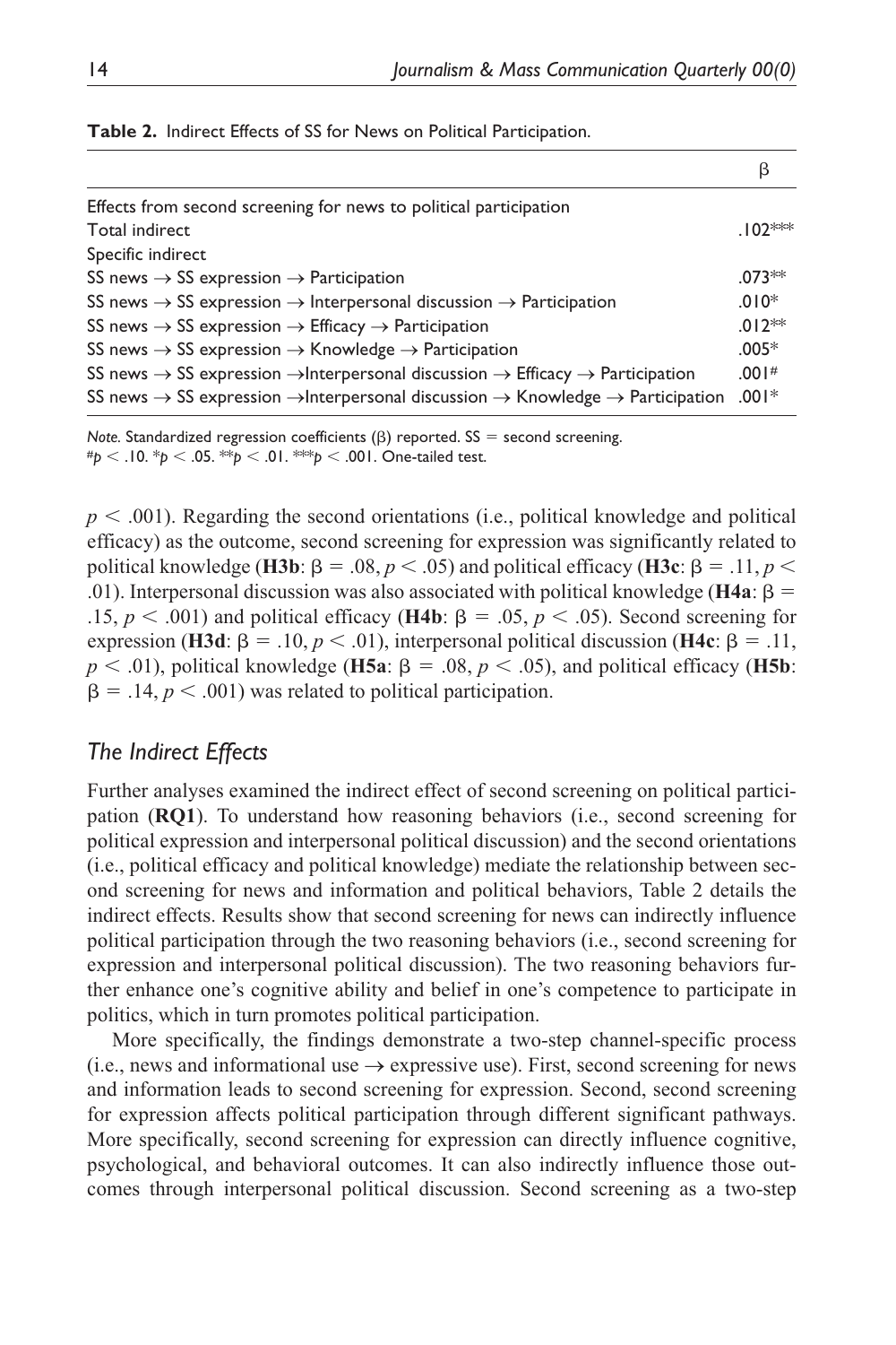**Table 2.** Indirect Effects of SS for News on Political Participation.

| | β |
|---|---|
| Effects from second screening for news to political participation | |
| Total indirect | .102*** |
| Specific indirect | |
| SS news → SS expression → Participation | .073** |
| SS news → SS expression → Interpersonal discussion → Participation | .010* |
| SS news → SS expression → Efficacy → Participation | .012** |
| SS news → SS expression → Knowledge → Participation | .005* |
| SS news → SS expression →Interpersonal discussion → Efficacy → Participation | .001# |
| SS news → SS expression →Interpersonal discussion → Knowledge → Participation | .001* |

*Note.* Standardized regression coefficients (β) reported. SS = second screening.
#$p < .10$. *$p < .05$. **$p < .01$. ***$p < .001$. One-tailed test.

$p < .001$). Regarding the second orientations (i.e., political knowledge and political efficacy) as the outcome, second screening for expression was significantly related to political knowledge (**H3b**: $\beta = .08, p < .05$) and political efficacy (**H3c**: $\beta = .11, p < .01$). Interpersonal discussion was also associated with political knowledge (**H4a**: $\beta = .15, p < .001$) and political efficacy (**H4b**: $\beta = .05, p < .05$). Second screening for expression (**H3d**: $\beta = .10, p < .01$), interpersonal political discussion (**H4c**: $\beta = .11, p < .01$), political knowledge (**H5a**: $\beta = .08, p < .05$), and political efficacy (**H5b**: $\beta = .14, p < .001$) was related to political participation.

## *The Indirect Effects*

Further analyses examined the indirect effect of second screening on political participation (**RQ1**). To understand how reasoning behaviors (i.e., second screening for political expression and interpersonal political discussion) and the second orientations (i.e., political efficacy and political knowledge) mediate the relationship between second screening for news and information and political behaviors, Table 2 details the indirect effects. Results show that second screening for news can indirectly influence political participation through the two reasoning behaviors (i.e., second screening for expression and interpersonal political discussion). The two reasoning behaviors further enhance one's cognitive ability and belief in one's competence to participate in politics, which in turn promotes political participation.

More specifically, the findings demonstrate a two-step channel-specific process (i.e., news and informational use → expressive use). First, second screening for news and information leads to second screening for expression. Second, second screening for expression affects political participation through different significant pathways. More specifically, second screening for expression can directly influence cognitive, psychological, and behavioral outcomes. It can also indirectly influence those outcomes through interpersonal political discussion. Second screening as a two-step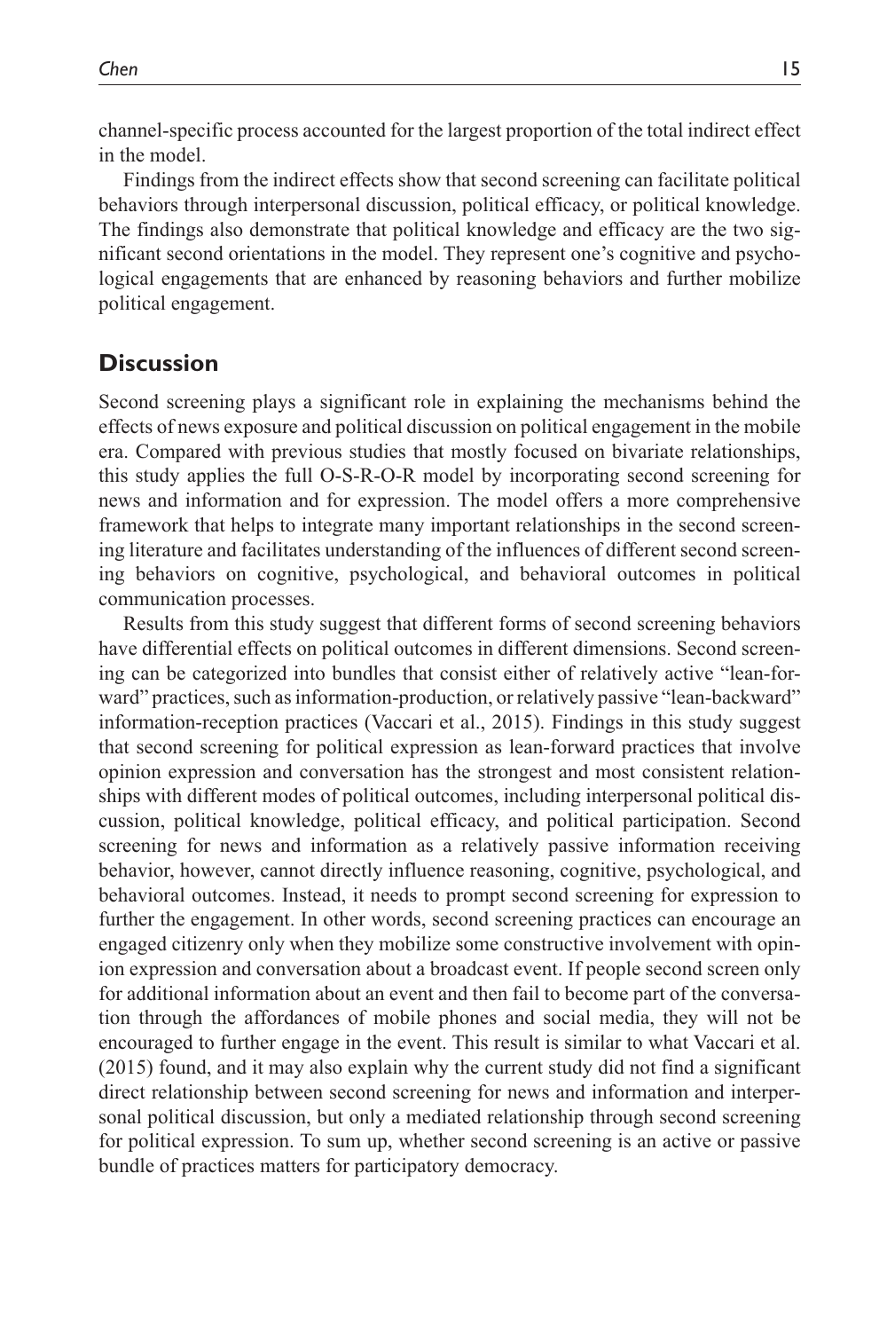channel-specific process accounted for the largest proportion of the total indirect effect in the model.

Findings from the indirect effects show that second screening can facilitate political behaviors through interpersonal discussion, political efficacy, or political knowledge. The findings also demonstrate that political knowledge and efficacy are the two significant second orientations in the model. They represent one's cognitive and psychological engagements that are enhanced by reasoning behaviors and further mobilize political engagement.

## Discussion

Second screening plays a significant role in explaining the mechanisms behind the effects of news exposure and political discussion on political engagement in the mobile era. Compared with previous studies that mostly focused on bivariate relationships, this study applies the full O-S-R-O-R model by incorporating second screening for news and information and for expression. The model offers a more comprehensive framework that helps to integrate many important relationships in the second screening literature and facilitates understanding of the influences of different second screening behaviors on cognitive, psychological, and behavioral outcomes in political communication processes.

Results from this study suggest that different forms of second screening behaviors have differential effects on political outcomes in different dimensions. Second screening can be categorized into bundles that consist either of relatively active "lean-forward" practices, such as information-production, or relatively passive "lean-backward" information-reception practices (Vaccari et al., 2015). Findings in this study suggest that second screening for political expression as lean-forward practices that involve opinion expression and conversation has the strongest and most consistent relationships with different modes of political outcomes, including interpersonal political discussion, political knowledge, political efficacy, and political participation. Second screening for news and information as a relatively passive information receiving behavior, however, cannot directly influence reasoning, cognitive, psychological, and behavioral outcomes. Instead, it needs to prompt second screening for expression to further the engagement. In other words, second screening practices can encourage an engaged citizenry only when they mobilize some constructive involvement with opinion expression and conversation about a broadcast event. If people second screen only for additional information about an event and then fail to become part of the conversation through the affordances of mobile phones and social media, they will not be encouraged to further engage in the event. This result is similar to what Vaccari et al. (2015) found, and it may also explain why the current study did not find a significant direct relationship between second screening for news and information and interpersonal political discussion, but only a mediated relationship through second screening for political expression. To sum up, whether second screening is an active or passive bundle of practices matters for participatory democracy.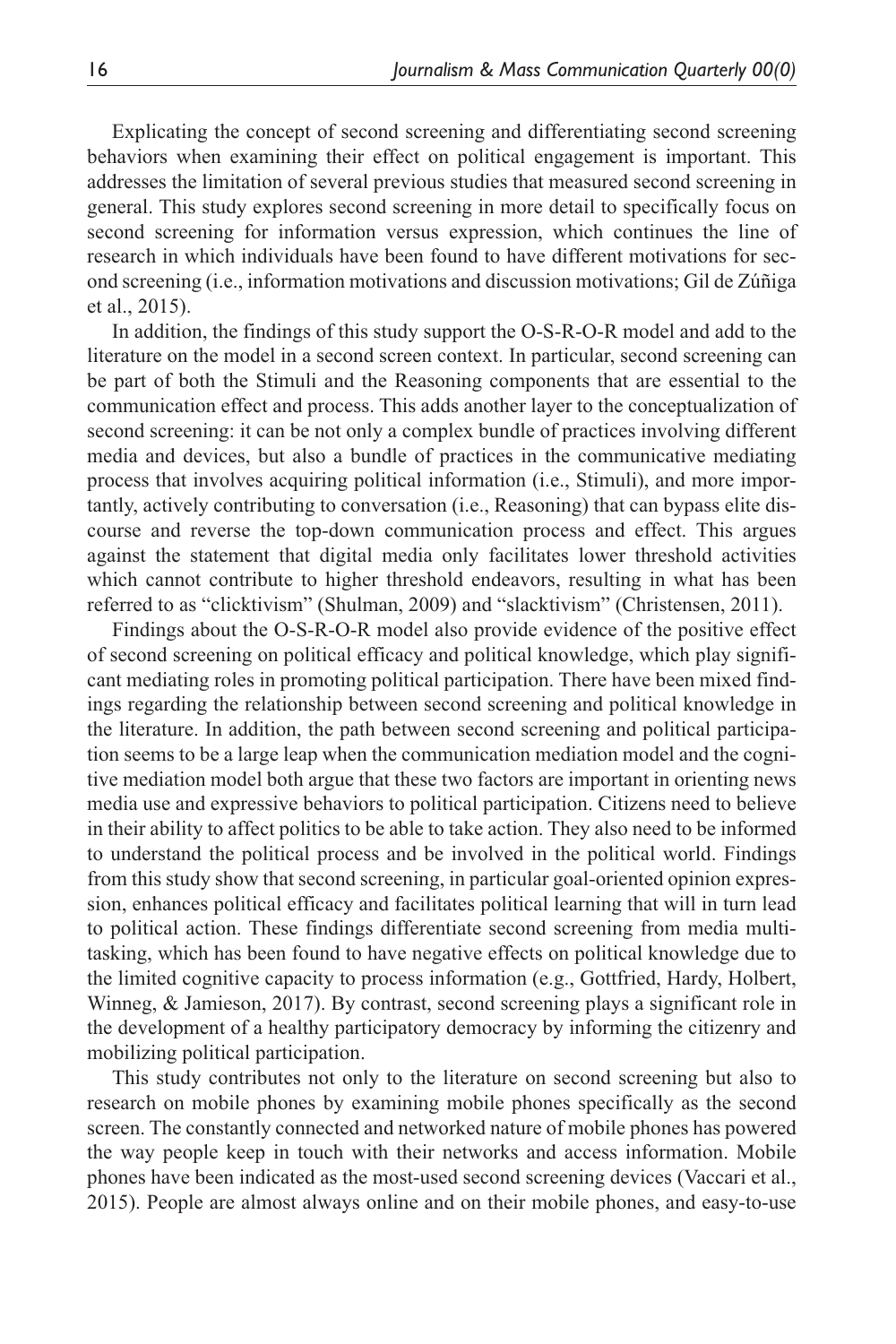Explicating the concept of second screening and differentiating second screening behaviors when examining their effect on political engagement is important. This addresses the limitation of several previous studies that measured second screening in general. This study explores second screening in more detail to specifically focus on second screening for information versus expression, which continues the line of research in which individuals have been found to have different motivations for second screening (i.e., information motivations and discussion motivations; Gil de Zúñiga et al., 2015).

In addition, the findings of this study support the O-S-R-O-R model and add to the literature on the model in a second screen context. In particular, second screening can be part of both the Stimuli and the Reasoning components that are essential to the communication effect and process. This adds another layer to the conceptualization of second screening: it can be not only a complex bundle of practices involving different media and devices, but also a bundle of practices in the communicative mediating process that involves acquiring political information (i.e., Stimuli), and more importantly, actively contributing to conversation (i.e., Reasoning) that can bypass elite discourse and reverse the top-down communication process and effect. This argues against the statement that digital media only facilitates lower threshold activities which cannot contribute to higher threshold endeavors, resulting in what has been referred to as "clicktivism" (Shulman, 2009) and "slacktivism" (Christensen, 2011).

Findings about the O-S-R-O-R model also provide evidence of the positive effect of second screening on political efficacy and political knowledge, which play significant mediating roles in promoting political participation. There have been mixed findings regarding the relationship between second screening and political knowledge in the literature. In addition, the path between second screening and political participation seems to be a large leap when the communication mediation model and the cognitive mediation model both argue that these two factors are important in orienting news media use and expressive behaviors to political participation. Citizens need to believe in their ability to affect politics to be able to take action. They also need to be informed to understand the political process and be involved in the political world. Findings from this study show that second screening, in particular goal-oriented opinion expression, enhances political efficacy and facilitates political learning that will in turn lead to political action. These findings differentiate second screening from media multitasking, which has been found to have negative effects on political knowledge due to the limited cognitive capacity to process information (e.g., Gottfried, Hardy, Holbert, Winneg, & Jamieson, 2017). By contrast, second screening plays a significant role in the development of a healthy participatory democracy by informing the citizenry and mobilizing political participation.

This study contributes not only to the literature on second screening but also to research on mobile phones by examining mobile phones specifically as the second screen. The constantly connected and networked nature of mobile phones has powered the way people keep in touch with their networks and access information. Mobile phones have been indicated as the most-used second screening devices (Vaccari et al., 2015). People are almost always online and on their mobile phones, and easy-to-use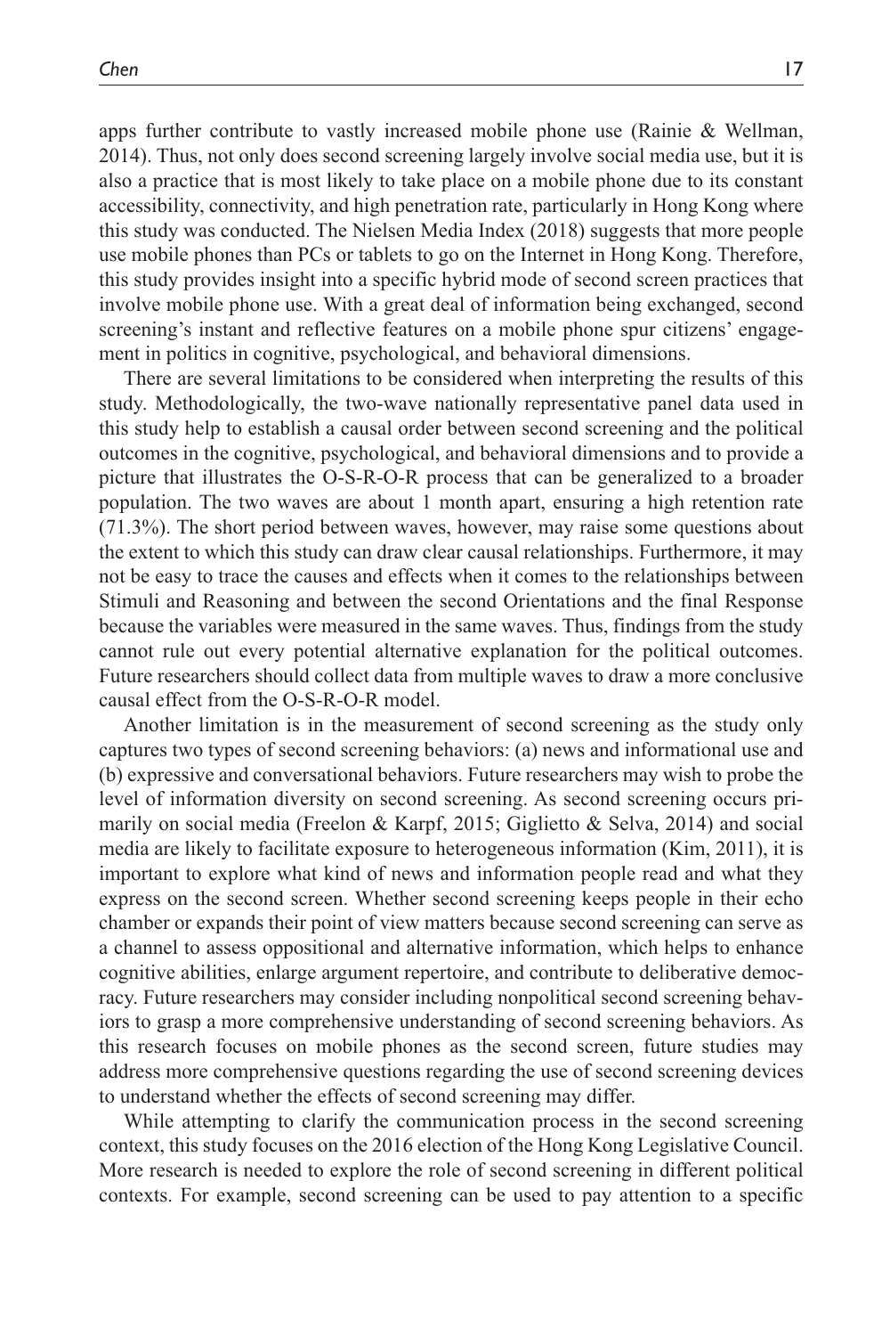apps further contribute to vastly increased mobile phone use (Rainie & Wellman, 2014). Thus, not only does second screening largely involve social media use, but it is also a practice that is most likely to take place on a mobile phone due to its constant accessibility, connectivity, and high penetration rate, particularly in Hong Kong where this study was conducted. The Nielsen Media Index (2018) suggests that more people use mobile phones than PCs or tablets to go on the Internet in Hong Kong. Therefore, this study provides insight into a specific hybrid mode of second screen practices that involve mobile phone use. With a great deal of information being exchanged, second screening's instant and reflective features on a mobile phone spur citizens' engagement in politics in cognitive, psychological, and behavioral dimensions.

There are several limitations to be considered when interpreting the results of this study. Methodologically, the two-wave nationally representative panel data used in this study help to establish a causal order between second screening and the political outcomes in the cognitive, psychological, and behavioral dimensions and to provide a picture that illustrates the O-S-R-O-R process that can be generalized to a broader population. The two waves are about 1 month apart, ensuring a high retention rate (71.3%). The short period between waves, however, may raise some questions about the extent to which this study can draw clear causal relationships. Furthermore, it may not be easy to trace the causes and effects when it comes to the relationships between Stimuli and Reasoning and between the second Orientations and the final Response because the variables were measured in the same waves. Thus, findings from the study cannot rule out every potential alternative explanation for the political outcomes. Future researchers should collect data from multiple waves to draw a more conclusive causal effect from the O-S-R-O-R model.

Another limitation is in the measurement of second screening as the study only captures two types of second screening behaviors: (a) news and informational use and (b) expressive and conversational behaviors. Future researchers may wish to probe the level of information diversity on second screening. As second screening occurs primarily on social media (Freelon & Karpf, 2015; Giglietto & Selva, 2014) and social media are likely to facilitate exposure to heterogeneous information (Kim, 2011), it is important to explore what kind of news and information people read and what they express on the second screen. Whether second screening keeps people in their echo chamber or expands their point of view matters because second screening can serve as a channel to assess oppositional and alternative information, which helps to enhance cognitive abilities, enlarge argument repertoire, and contribute to deliberative democracy. Future researchers may consider including nonpolitical second screening behaviors to grasp a more comprehensive understanding of second screening behaviors. As this research focuses on mobile phones as the second screen, future studies may address more comprehensive questions regarding the use of second screening devices to understand whether the effects of second screening may differ.

While attempting to clarify the communication process in the second screening context, this study focuses on the 2016 election of the Hong Kong Legislative Council. More research is needed to explore the role of second screening in different political contexts. For example, second screening can be used to pay attention to a specific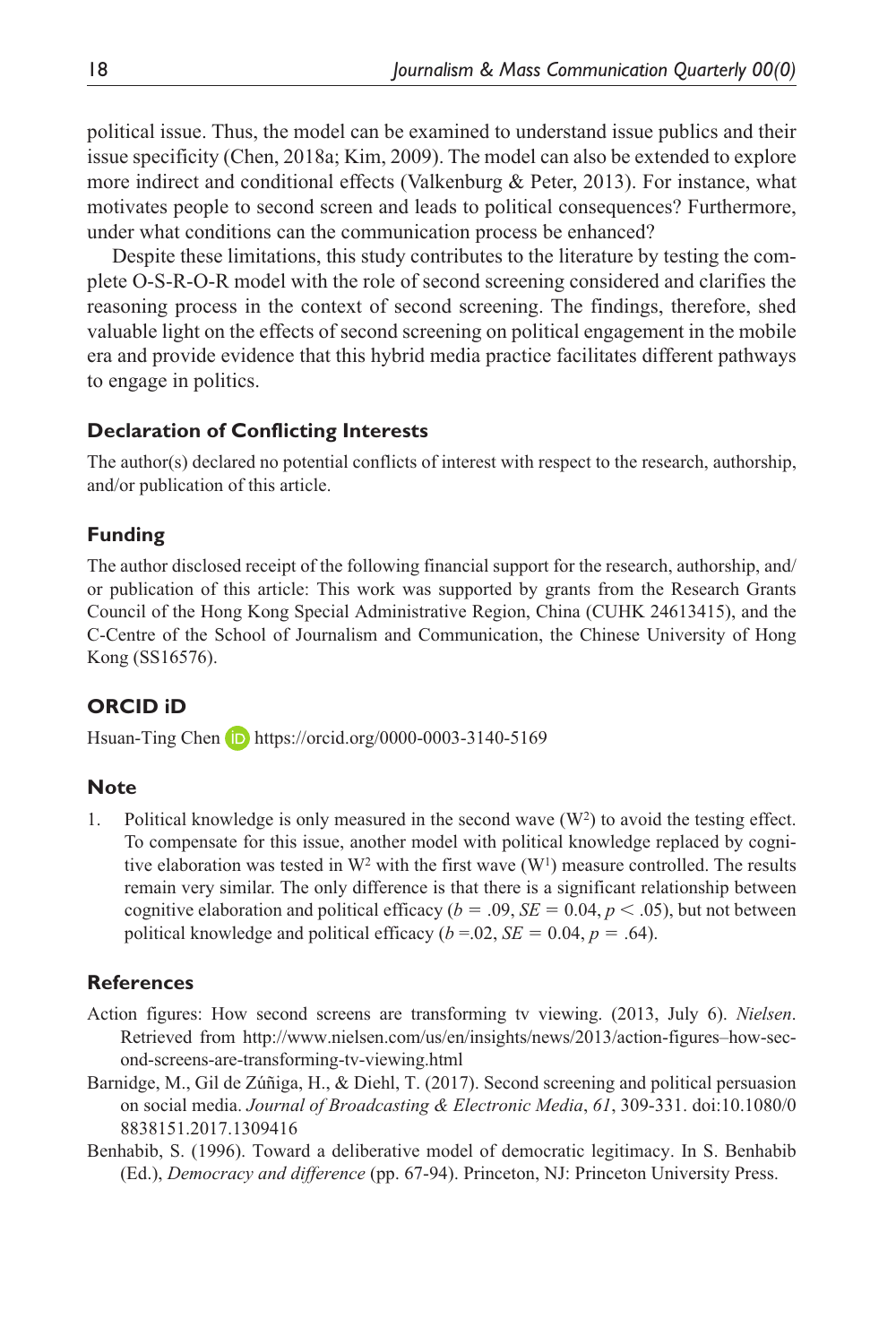political issue. Thus, the model can be examined to understand issue publics and their issue specificity (Chen, 2018a; Kim, 2009). The model can also be extended to explore more indirect and conditional effects (Valkenburg & Peter, 2013). For instance, what motivates people to second screen and leads to political consequences? Furthermore, under what conditions can the communication process be enhanced?

Despite these limitations, this study contributes to the literature by testing the complete O-S-R-O-R model with the role of second screening considered and clarifies the reasoning process in the context of second screening. The findings, therefore, shed valuable light on the effects of second screening on political engagement in the mobile era and provide evidence that this hybrid media practice facilitates different pathways to engage in politics.

## Declaration of Conflicting Interests

The author(s) declared no potential conflicts of interest with respect to the research, authorship, and/or publication of this article.

## Funding

The author disclosed receipt of the following financial support for the research, authorship, and/or publication of this article: This work was supported by grants from the Research Grants Council of the Hong Kong Special Administrative Region, China (CUHK 24613415), and the C-Centre of the School of Journalism and Communication, the Chinese University of Hong Kong (SS16576).

## ORCID iD

Hsuan-Ting Chen https://orcid.org/0000-0003-3140-5169

## Note

1. Political knowledge is only measured in the second wave ($W^2$) to avoid the testing effect. To compensate for this issue, another model with political knowledge replaced by cognitive elaboration was tested in $W^2$ with the first wave ($W^1$) measure controlled. The results remain very similar. The only difference is that there is a significant relationship between cognitive elaboration and political efficacy ($b = .09$, $SE = 0.04$, $p < .05$), but not between political knowledge and political efficacy ($b = .02$, $SE = 0.04$, $p = .64$).

## References

Action figures: How second screens are transforming tv viewing. (2013, July 6). *Nielsen*. Retrieved from http://www.nielsen.com/us/en/insights/news/2013/action-figures–how-second-screens-are-transforming-tv-viewing.html

Barnidge, M., Gil de Zúñiga, H., & Diehl, T. (2017). Second screening and political persuasion on social media. *Journal of Broadcasting & Electronic Media*, *61*, 309-331. doi:10.1080/08838151.2017.1309416

Benhabib, S. (1996). Toward a deliberative model of democratic legitimacy. In S. Benhabib (Ed.), *Democracy and difference* (pp. 67-94). Princeton, NJ: Princeton University Press.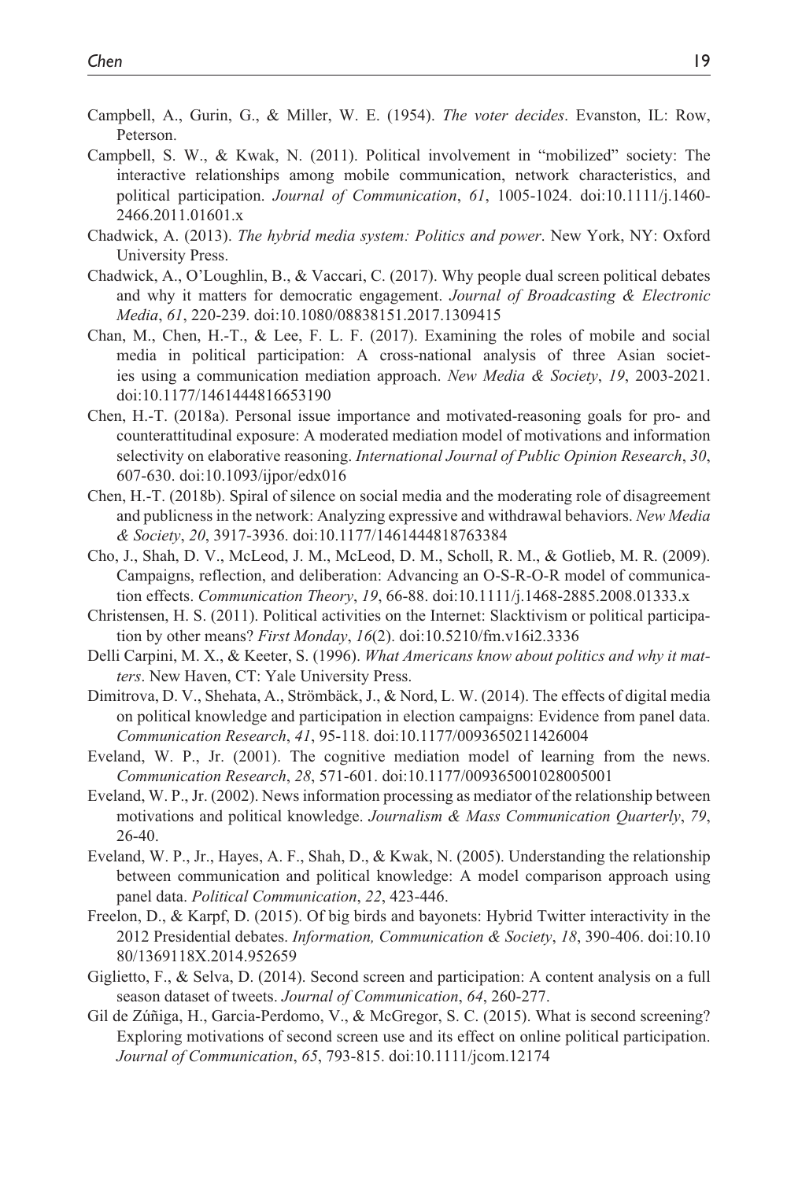Campbell, A., Gurin, G., & Miller, W. E. (1954). *The voter decides*. Evanston, IL: Row, Peterson.

Campbell, S. W., & Kwak, N. (2011). Political involvement in "mobilized" society: The interactive relationships among mobile communication, network characteristics, and political participation. *Journal of Communication*, *61*, 1005-1024. doi:10.1111/j.1460-2466.2011.01601.x

Chadwick, A. (2013). *The hybrid media system: Politics and power*. New York, NY: Oxford University Press.

Chadwick, A., O'Loughlin, B., & Vaccari, C. (2017). Why people dual screen political debates and why it matters for democratic engagement. *Journal of Broadcasting & Electronic Media*, *61*, 220-239. doi:10.1080/08838151.2017.1309415

Chan, M., Chen, H.-T., & Lee, F. L. F. (2017). Examining the roles of mobile and social media in political participation: A cross-national analysis of three Asian societies using a communication mediation approach. *New Media & Society*, *19*, 2003-2021. doi:10.1177/1461444816653190

Chen, H.-T. (2018a). Personal issue importance and motivated-reasoning goals for pro- and counterattitudinal exposure: A moderated mediation model of motivations and information selectivity on elaborative reasoning. *International Journal of Public Opinion Research*, *30*, 607-630. doi:10.1093/ijpor/edx016

Chen, H.-T. (2018b). Spiral of silence on social media and the moderating role of disagreement and publicness in the network: Analyzing expressive and withdrawal behaviors. *New Media & Society*, *20*, 3917-3936. doi:10.1177/1461444818763384

Cho, J., Shah, D. V., McLeod, J. M., McLeod, D. M., Scholl, R. M., & Gotlieb, M. R. (2009). Campaigns, reflection, and deliberation: Advancing an O-S-R-O-R model of communication effects. *Communication Theory*, *19*, 66-88. doi:10.1111/j.1468-2885.2008.01333.x

Christensen, H. S. (2011). Political activities on the Internet: Slacktivism or political participation by other means? *First Monday*, *16*(2). doi:10.5210/fm.v16i2.3336

Delli Carpini, M. X., & Keeter, S. (1996). *What Americans know about politics and why it matters*. New Haven, CT: Yale University Press.

Dimitrova, D. V., Shehata, A., Strömbäck, J., & Nord, L. W. (2014). The effects of digital media on political knowledge and participation in election campaigns: Evidence from panel data. *Communication Research*, *41*, 95-118. doi:10.1177/0093650211426004

Eveland, W. P., Jr. (2001). The cognitive mediation model of learning from the news. *Communication Research*, *28*, 571-601. doi:10.1177/009365001028005001

Eveland, W. P., Jr. (2002). News information processing as mediator of the relationship between motivations and political knowledge. *Journalism & Mass Communication Quarterly*, *79*, 26-40.

Eveland, W. P., Jr., Hayes, A. F., Shah, D., & Kwak, N. (2005). Understanding the relationship between communication and political knowledge: A model comparison approach using panel data. *Political Communication*, *22*, 423-446.

Freelon, D., & Karpf, D. (2015). Of big birds and bayonets: Hybrid Twitter interactivity in the 2012 Presidential debates. *Information, Communication & Society*, *18*, 390-406. doi:10.1080/1369118X.2014.952659

Giglietto, F., & Selva, D. (2014). Second screen and participation: A content analysis on a full season dataset of tweets. *Journal of Communication*, *64*, 260-277.

Gil de Zúñiga, H., Garcia-Perdomo, V., & McGregor, S. C. (2015). What is second screening? Exploring motivations of second screen use and its effect on online political participation. *Journal of Communication*, *65*, 793-815. doi:10.1111/jcom.12174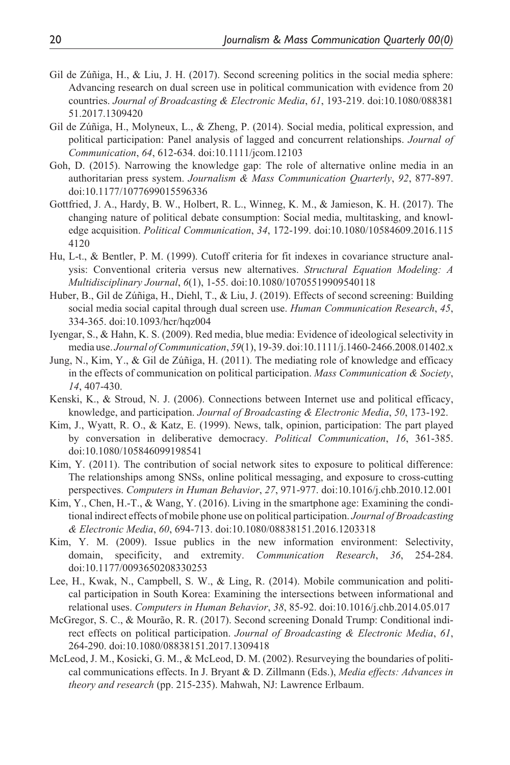Gil de Zúñiga, H., & Liu, J. H. (2017). Second screening politics in the social media sphere: Advancing research on dual screen use in political communication with evidence from 20 countries. *Journal of Broadcasting & Electronic Media*, *61*, 193-219. doi:10.1080/08838151.2017.1309420

Gil de Zúñiga, H., Molyneux, L., & Zheng, P. (2014). Social media, political expression, and political participation: Panel analysis of lagged and concurrent relationships. *Journal of Communication*, *64*, 612-634. doi:10.1111/jcom.12103

Goh, D. (2015). Narrowing the knowledge gap: The role of alternative online media in an authoritarian press system. *Journalism & Mass Communication Quarterly*, *92*, 877-897. doi:10.1177/1077699015596336

Gottfried, J. A., Hardy, B. W., Holbert, R. L., Winneg, K. M., & Jamieson, K. H. (2017). The changing nature of political debate consumption: Social media, multitasking, and knowledge acquisition. *Political Communication*, *34*, 172-199. doi:10.1080/10584609.2016.1154120

Hu, L-t., & Bentler, P. M. (1999). Cutoff criteria for fit indexes in covariance structure analysis: Conventional criteria versus new alternatives. *Structural Equation Modeling: A Multidisciplinary Journal*, *6*(1), 1-55. doi:10.1080/10705519909540118

Huber, B., Gil de Zúñiga, H., Diehl, T., & Liu, J. (2019). Effects of second screening: Building social media social capital through dual screen use. *Human Communication Research*, *45*, 334-365. doi:10.1093/hcr/hqz004

Iyengar, S., & Hahn, K. S. (2009). Red media, blue media: Evidence of ideological selectivity in media use. *Journal of Communication*, *59*(1), 19-39. doi:10.1111/j.1460-2466.2008.01402.x

Jung, N., Kim, Y., & Gil de Zúñiga, H. (2011). The mediating role of knowledge and efficacy in the effects of communication on political participation. *Mass Communication & Society*, *14*, 407-430.

Kenski, K., & Stroud, N. J. (2006). Connections between Internet use and political efficacy, knowledge, and participation. *Journal of Broadcasting & Electronic Media*, *50*, 173-192.

Kim, J., Wyatt, R. O., & Katz, E. (1999). News, talk, opinion, participation: The part played by conversation in deliberative democracy. *Political Communication*, *16*, 361-385. doi:10.1080/105846099198541

Kim, Y. (2011). The contribution of social network sites to exposure to political difference: The relationships among SNSs, online political messaging, and exposure to cross-cutting perspectives. *Computers in Human Behavior*, *27*, 971-977. doi:10.1016/j.chb.2010.12.001

Kim, Y., Chen, H.-T., & Wang, Y. (2016). Living in the smartphone age: Examining the conditional indirect effects of mobile phone use on political participation. *Journal of Broadcasting & Electronic Media*, *60*, 694-713. doi:10.1080/08838151.2016.1203318

Kim, Y. M. (2009). Issue publics in the new information environment: Selectivity, domain, specificity, and extremity. *Communication Research*, *36*, 254-284. doi:10.1177/0093650208330253

Lee, H., Kwak, N., Campbell, S. W., & Ling, R. (2014). Mobile communication and political participation in South Korea: Examining the intersections between informational and relational uses. *Computers in Human Behavior*, *38*, 85-92. doi:10.1016/j.chb.2014.05.017

McGregor, S. C., & Mourão, R. R. (2017). Second screening Donald Trump: Conditional indirect effects on political participation. *Journal of Broadcasting & Electronic Media*, *61*, 264-290. doi:10.1080/08838151.2017.1309418

McLeod, J. M., Kosicki, G. M., & McLeod, D. M. (2002). Resurveying the boundaries of political communications effects. In J. Bryant & D. Zillmann (Eds.), *Media effects: Advances in theory and research* (pp. 215-235). Mahwah, NJ: Lawrence Erlbaum.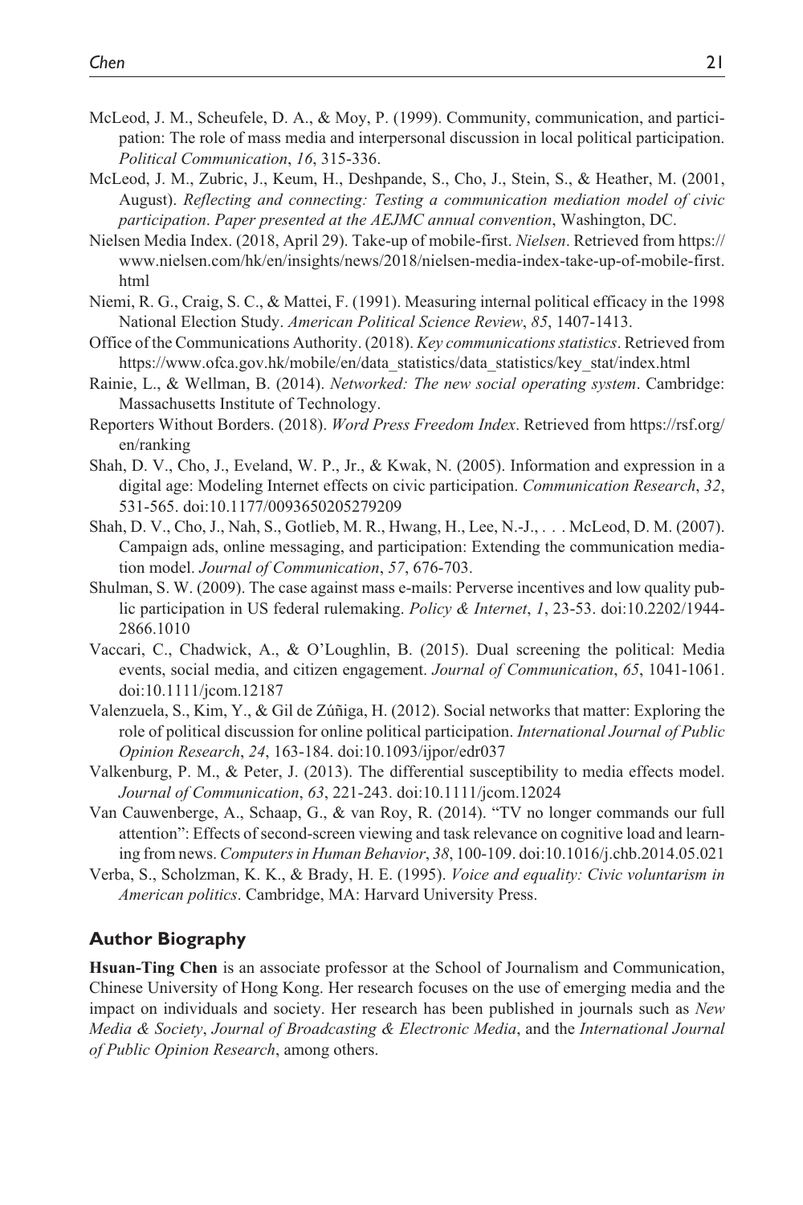McLeod, J. M., Scheufele, D. A., & Moy, P. (1999). Community, communication, and participation: The role of mass media and interpersonal discussion in local political participation. *Political Communication*, *16*, 315-336.

McLeod, J. M., Zubric, J., Keum, H., Deshpande, S., Cho, J., Stein, S., & Heather, M. (2001, August). *Reflecting and connecting: Testing a communication mediation model of civic participation*. *Paper presented at the AEJMC annual convention*, Washington, DC.

Nielsen Media Index. (2018, April 29). Take-up of mobile-first. *Nielsen*. Retrieved from https://www.nielsen.com/hk/en/insights/news/2018/nielsen-media-index-take-up-of-mobile-first.html

Niemi, R. G., Craig, S. C., & Mattei, F. (1991). Measuring internal political efficacy in the 1998 National Election Study. *American Political Science Review*, *85*, 1407-1413.

Office of the Communications Authority. (2018). *Key communications statistics*. Retrieved from https://www.ofca.gov.hk/mobile/en/data_statistics/data_statistics/key_stat/index.html

Rainie, L., & Wellman, B. (2014). *Networked: The new social operating system*. Cambridge: Massachusetts Institute of Technology.

Reporters Without Borders. (2018). *Word Press Freedom Index*. Retrieved from https://rsf.org/en/ranking

Shah, D. V., Cho, J., Eveland, W. P., Jr., & Kwak, N. (2005). Information and expression in a digital age: Modeling Internet effects on civic participation. *Communication Research*, *32*, 531-565. doi:10.1177/0093650205279209

Shah, D. V., Cho, J., Nah, S., Gotlieb, M. R., Hwang, H., Lee, N.-J., . . . McLeod, D. M. (2007). Campaign ads, online messaging, and participation: Extending the communication mediation model. *Journal of Communication*, *57*, 676-703.

Shulman, S. W. (2009). The case against mass e-mails: Perverse incentives and low quality public participation in US federal rulemaking. *Policy & Internet*, *1*, 23-53. doi:10.2202/1944-2866.1010

Vaccari, C., Chadwick, A., & O'Loughlin, B. (2015). Dual screening the political: Media events, social media, and citizen engagement. *Journal of Communication*, *65*, 1041-1061. doi:10.1111/jcom.12187

Valenzuela, S., Kim, Y., & Gil de Zúñiga, H. (2012). Social networks that matter: Exploring the role of political discussion for online political participation. *International Journal of Public Opinion Research*, *24*, 163-184. doi:10.1093/ijpor/edr037

Valkenburg, P. M., & Peter, J. (2013). The differential susceptibility to media effects model. *Journal of Communication*, *63*, 221-243. doi:10.1111/jcom.12024

Van Cauwenberge, A., Schaap, G., & van Roy, R. (2014). "TV no longer commands our full attention": Effects of second-screen viewing and task relevance on cognitive load and learning from news. *Computers in Human Behavior*, *38*, 100-109. doi:10.1016/j.chb.2014.05.021

Verba, S., Scholzman, K. K., & Brady, H. E. (1995). *Voice and equality: Civic voluntarism in American politics*. Cambridge, MA: Harvard University Press.

## Author Biography

**Hsuan-Ting Chen** is an associate professor at the School of Journalism and Communication, Chinese University of Hong Kong. Her research focuses on the use of emerging media and the impact on individuals and society. Her research has been published in journals such as *New Media & Society*, *Journal of Broadcasting & Electronic Media*, and the *International Journal of Public Opinion Research*, among others.